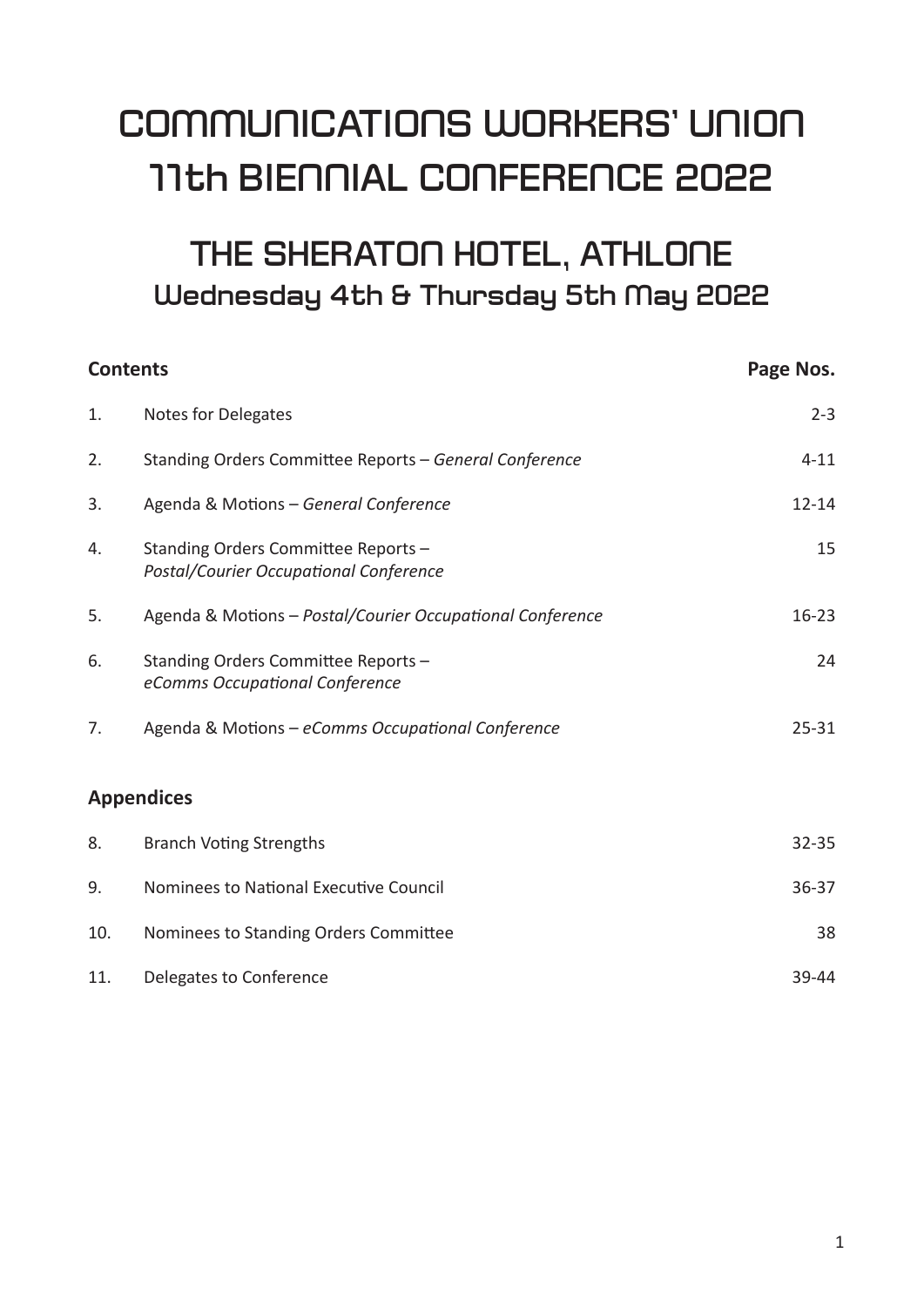# COMMUNICATIONS WORKERS' UNION 11th BIENNIAL CONFERENCE 2022

## THE SHERATON HOTEL, ATHLONE

### Wednesday 4th & Thursday 5th May 2022

| | **Contents** | **Page Nos.** |
|---|---|---|
| 1. | Notes for Delegates | 2-3 |
| 2. | Standing Orders Committee Reports – *General Conference* | 4-11 |
| 3. | Agenda & Motions – *General Conference* | 12-14 |
| 4. | Standing Orders Committee Reports – *Postal/Courier Occupational Conference* | 15 |
| 5. | Agenda & Motions – *Postal/Courier Occupational Conference* | 16-23 |
| 6. | Standing Orders Committee Reports – *eComms Occupational Conference* | 24 |
| 7. | Agenda & Motions – *eComms Occupational Conference* | 25-31 |

**Appendices**

| | | |
|---|---|---|
| 8. | Branch Voting Strengths | 32-35 |
| 9. | Nominees to National Executive Council | 36-37 |
| 10. | Nominees to Standing Orders Committee | 38 |
| 11. | Delegates to Conference | 39-44 |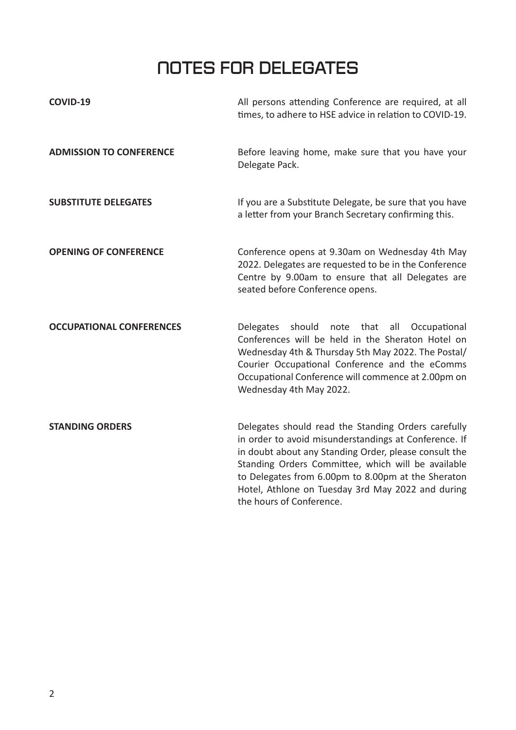# NOTES FOR DELEGATES

**COVID-19**

All persons attending Conference are required, at all times, to adhere to HSE advice in relation to COVID-19.

**ADMISSION TO CONFERENCE**

Before leaving home, make sure that you have your Delegate Pack.

**SUBSTITUTE DELEGATES**

If you are a Substitute Delegate, be sure that you have a letter from your Branch Secretary confirming this.

**OPENING OF CONFERENCE**

Conference opens at 9.30am on Wednesday 4th May 2022. Delegates are requested to be in the Conference Centre by 9.00am to ensure that all Delegates are seated before Conference opens.

**OCCUPATIONAL CONFERENCES**

Delegates should note that all Occupational Conferences will be held in the Sheraton Hotel on Wednesday 4th & Thursday 5th May 2022. The Postal/Courier Occupational Conference and the eComms Occupational Conference will commence at 2.00pm on Wednesday 4th May 2022.

**STANDING ORDERS**

Delegates should read the Standing Orders carefully in order to avoid misunderstandings at Conference. If in doubt about any Standing Order, please consult the Standing Orders Committee, which will be available to Delegates from 6.00pm to 8.00pm at the Sheraton Hotel, Athlone on Tuesday 3rd May 2022 and during the hours of Conference.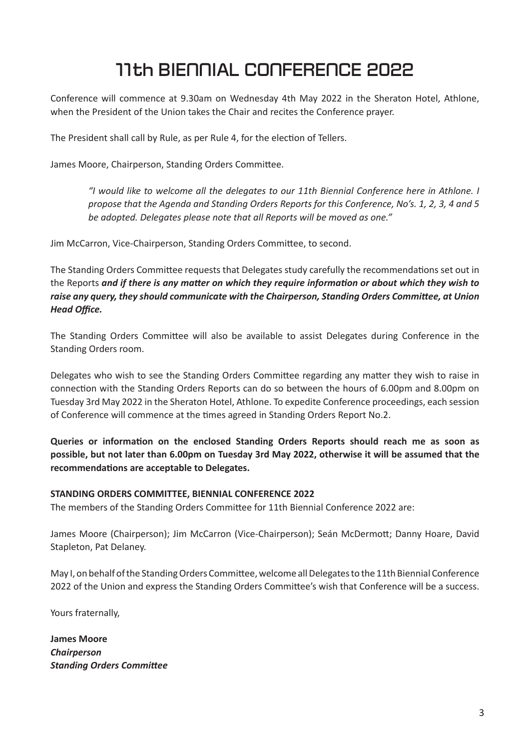# 11th BIENNIAL CONFERENCE 2022

Conference will commence at 9.30am on Wednesday 4th May 2022 in the Sheraton Hotel, Athlone, when the President of the Union takes the Chair and recites the Conference prayer.

The President shall call by Rule, as per Rule 4, for the election of Tellers.

James Moore, Chairperson, Standing Orders Committee.

> *"I would like to welcome all the delegates to our 11th Biennial Conference here in Athlone. I propose that the Agenda and Standing Orders Reports for this Conference, No's. 1, 2, 3, 4 and 5 be adopted. Delegates please note that all Reports will be moved as one."*

Jim McCarron, Vice-Chairperson, Standing Orders Committee, to second.

The Standing Orders Committee requests that Delegates study carefully the recommendations set out in the Reports ***and if there is any matter on which they require information or about which they wish to raise any query, they should communicate with the Chairperson, Standing Orders Committee, at Union Head Office.***

The Standing Orders Committee will also be available to assist Delegates during Conference in the Standing Orders room.

Delegates who wish to see the Standing Orders Committee regarding any matter they wish to raise in connection with the Standing Orders Reports can do so between the hours of 6.00pm and 8.00pm on Tuesday 3rd May 2022 in the Sheraton Hotel, Athlone. To expedite Conference proceedings, each session of Conference will commence at the times agreed in Standing Orders Report No.2.

**Queries or information on the enclosed Standing Orders Reports should reach me as soon as possible, but not later than 6.00pm on Tuesday 3rd May 2022, otherwise it will be assumed that the recommendations are acceptable to Delegates.**

**STANDING ORDERS COMMITTEE, BIENNIAL CONFERENCE 2022**

The members of the Standing Orders Committee for 11th Biennial Conference 2022 are:

James Moore (Chairperson); Jim McCarron (Vice-Chairperson); Seán McDermott; Danny Hoare, David Stapleton, Pat Delaney.

May I, on behalf of the Standing Orders Committee, welcome all Delegates to the 11th Biennial Conference 2022 of the Union and express the Standing Orders Committee's wish that Conference will be a success.

Yours fraternally,

**James Moore**
***Chairperson***
***Standing Orders Committee***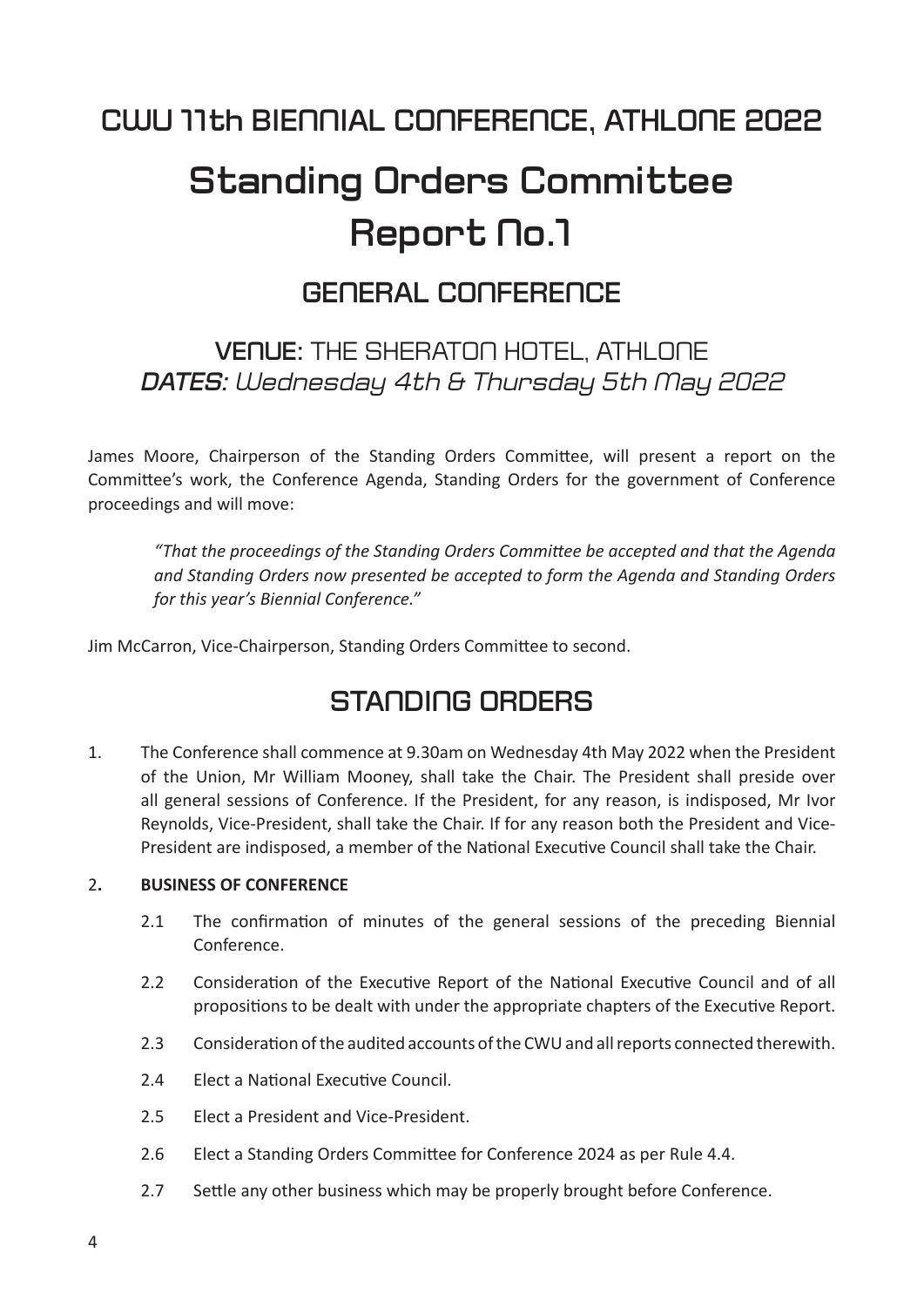# CWU 11th BIENNIAL CONFERENCE, ATHLONE 2022

# Standing Orders Committee Report No.1

## GENERAL CONFERENCE

### **VENUE**: THE SHERATON HOTEL, ATHLONE
### ***DATES**: Wednesday 4th & Thursday 5th May 2022*

James Moore, Chairperson of the Standing Orders Committee, will present a report on the Committee's work, the Conference Agenda, Standing Orders for the government of Conference proceedings and will move:

> *"That the proceedings of the Standing Orders Committee be accepted and that the Agenda and Standing Orders now presented be accepted to form the Agenda and Standing Orders for this year's Biennial Conference."*

Jim McCarron, Vice-Chairperson, Standing Orders Committee to second.

## STANDING ORDERS

1. The Conference shall commence at 9.30am on Wednesday 4th May 2022 when the President of the Union, Mr William Mooney, shall take the Chair. The President shall preside over all general sessions of Conference. If the President, for any reason, is indisposed, Mr Ivor Reynolds, Vice-President, shall take the Chair. If for any reason both the President and Vice-President are indisposed, a member of the National Executive Council shall take the Chair.

2. **BUSINESS OF CONFERENCE**

   2.1 The confirmation of minutes of the general sessions of the preceding Biennial Conference.

   2.2 Consideration of the Executive Report of the National Executive Council and of all propositions to be dealt with under the appropriate chapters of the Executive Report.

   2.3 Consideration of the audited accounts of the CWU and all reports connected therewith.

   2.4 Elect a National Executive Council.

   2.5 Elect a President and Vice-President.

   2.6 Elect a Standing Orders Committee for Conference 2024 as per Rule 4.4.

   2.7 Settle any other business which may be properly brought before Conference.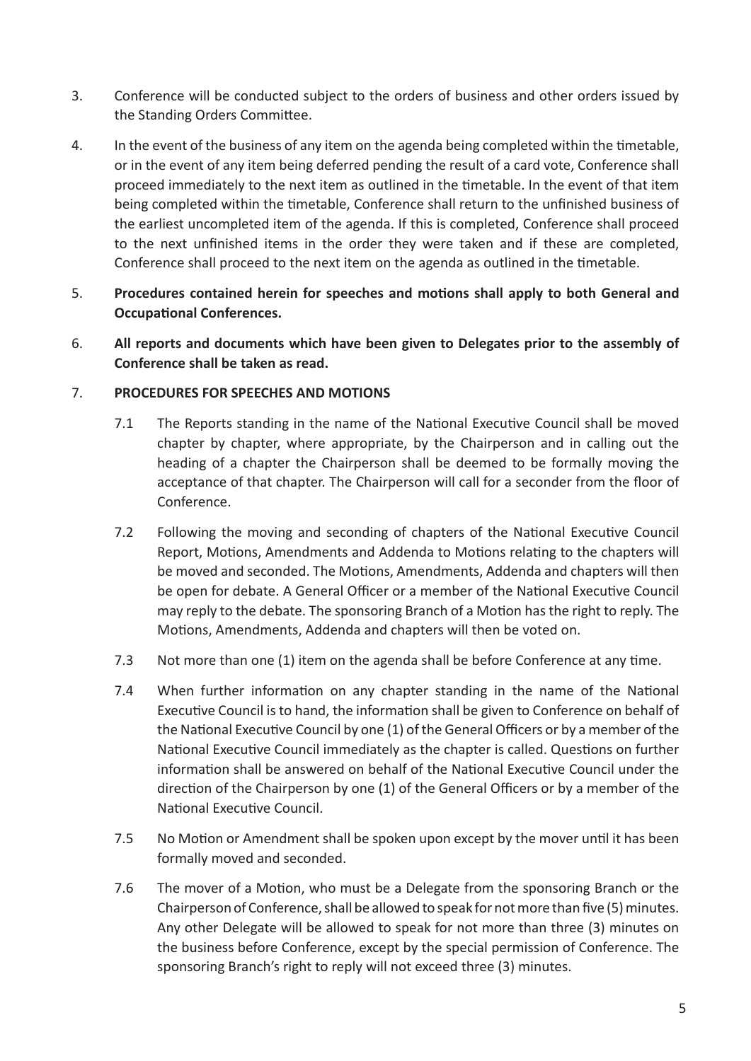3. Conference will be conducted subject to the orders of business and other orders issued by the Standing Orders Committee.

4. In the event of the business of any item on the agenda being completed within the timetable, or in the event of any item being deferred pending the result of a card vote, Conference shall proceed immediately to the next item as outlined in the timetable. In the event of that item being completed within the timetable, Conference shall return to the unfinished business of the earliest uncompleted item of the agenda. If this is completed, Conference shall proceed to the next unfinished items in the order they were taken and if these are completed, Conference shall proceed to the next item on the agenda as outlined in the timetable.

5. **Procedures contained herein for speeches and motions shall apply to both General and Occupational Conferences.**

6. **All reports and documents which have been given to Delegates prior to the assembly of Conference shall be taken as read.**

7. **PROCEDURES FOR SPEECHES AND MOTIONS**

   7.1 The Reports standing in the name of the National Executive Council shall be moved chapter by chapter, where appropriate, by the Chairperson and in calling out the heading of a chapter the Chairperson shall be deemed to be formally moving the acceptance of that chapter. The Chairperson will call for a seconder from the floor of Conference.

   7.2 Following the moving and seconding of chapters of the National Executive Council Report, Motions, Amendments and Addenda to Motions relating to the chapters will be moved and seconded. The Motions, Amendments, Addenda and chapters will then be open for debate. A General Officer or a member of the National Executive Council may reply to the debate. The sponsoring Branch of a Motion has the right to reply. The Motions, Amendments, Addenda and chapters will then be voted on.

   7.3 Not more than one (1) item on the agenda shall be before Conference at any time.

   7.4 When further information on any chapter standing in the name of the National Executive Council is to hand, the information shall be given to Conference on behalf of the National Executive Council by one (1) of the General Officers or by a member of the National Executive Council immediately as the chapter is called. Questions on further information shall be answered on behalf of the National Executive Council under the direction of the Chairperson by one (1) of the General Officers or by a member of the National Executive Council.

   7.5 No Motion or Amendment shall be spoken upon except by the mover until it has been formally moved and seconded.

   7.6 The mover of a Motion, who must be a Delegate from the sponsoring Branch or the Chairperson of Conference, shall be allowed to speak for not more than five (5) minutes. Any other Delegate will be allowed to speak for not more than three (3) minutes on the business before Conference, except by the special permission of Conference. The sponsoring Branch's right to reply will not exceed three (3) minutes.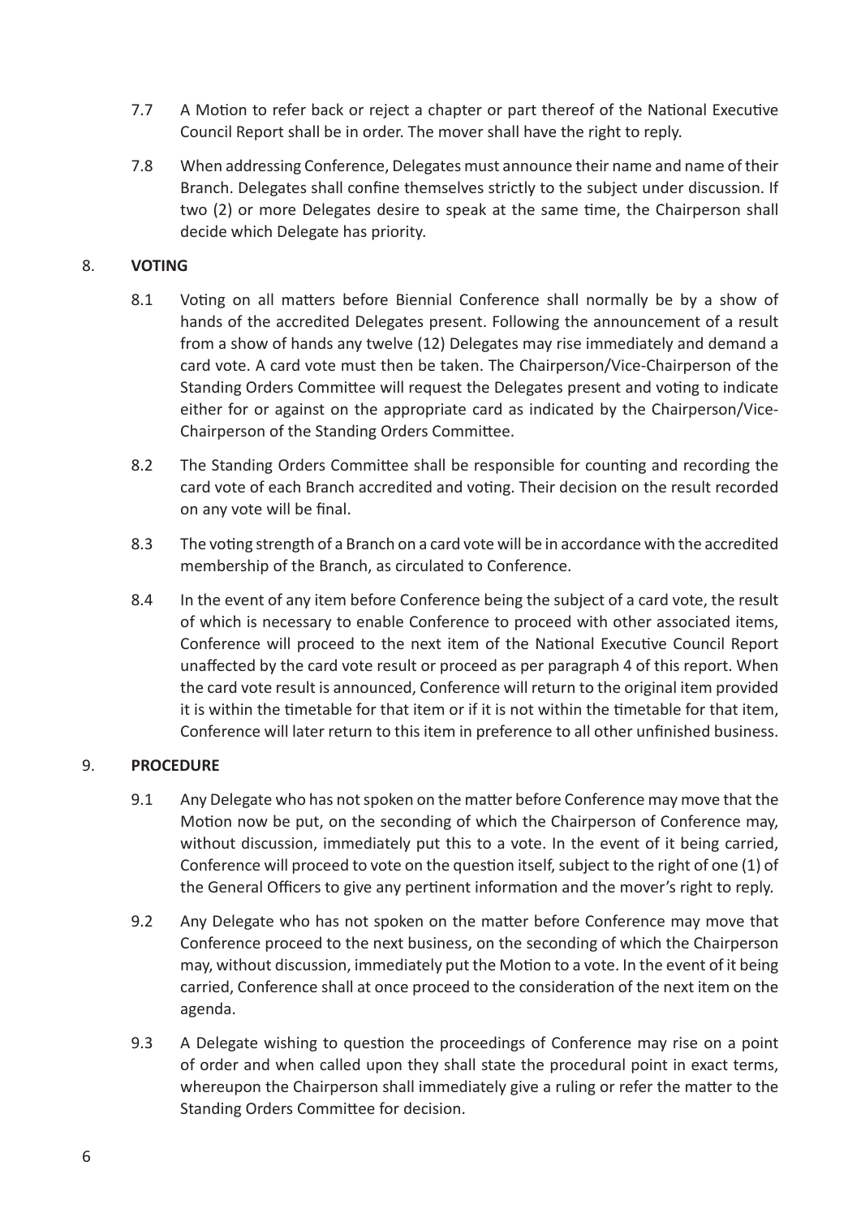7.7 A Motion to refer back or reject a chapter or part thereof of the National Executive Council Report shall be in order. The mover shall have the right to reply.

7.8 When addressing Conference, Delegates must announce their name and name of their Branch. Delegates shall confine themselves strictly to the subject under discussion. If two (2) or more Delegates desire to speak at the same time, the Chairperson shall decide which Delegate has priority.

## 8. VOTING

8.1 Voting on all matters before Biennial Conference shall normally be by a show of hands of the accredited Delegates present. Following the announcement of a result from a show of hands any twelve (12) Delegates may rise immediately and demand a card vote. A card vote must then be taken. The Chairperson/Vice-Chairperson of the Standing Orders Committee will request the Delegates present and voting to indicate either for or against on the appropriate card as indicated by the Chairperson/Vice-Chairperson of the Standing Orders Committee.

8.2 The Standing Orders Committee shall be responsible for counting and recording the card vote of each Branch accredited and voting. Their decision on the result recorded on any vote will be final.

8.3 The voting strength of a Branch on a card vote will be in accordance with the accredited membership of the Branch, as circulated to Conference.

8.4 In the event of any item before Conference being the subject of a card vote, the result of which is necessary to enable Conference to proceed with other associated items, Conference will proceed to the next item of the National Executive Council Report unaffected by the card vote result or proceed as per paragraph 4 of this report. When the card vote result is announced, Conference will return to the original item provided it is within the timetable for that item or if it is not within the timetable for that item, Conference will later return to this item in preference to all other unfinished business.

## 9. PROCEDURE

9.1 Any Delegate who has not spoken on the matter before Conference may move that the Motion now be put, on the seconding of which the Chairperson of Conference may, without discussion, immediately put this to a vote. In the event of it being carried, Conference will proceed to vote on the question itself, subject to the right of one (1) of the General Officers to give any pertinent information and the mover's right to reply.

9.2 Any Delegate who has not spoken on the matter before Conference may move that Conference proceed to the next business, on the seconding of which the Chairperson may, without discussion, immediately put the Motion to a vote. In the event of it being carried, Conference shall at once proceed to the consideration of the next item on the agenda.

9.3 A Delegate wishing to question the proceedings of Conference may rise on a point of order and when called upon they shall state the procedural point in exact terms, whereupon the Chairperson shall immediately give a ruling or refer the matter to the Standing Orders Committee for decision.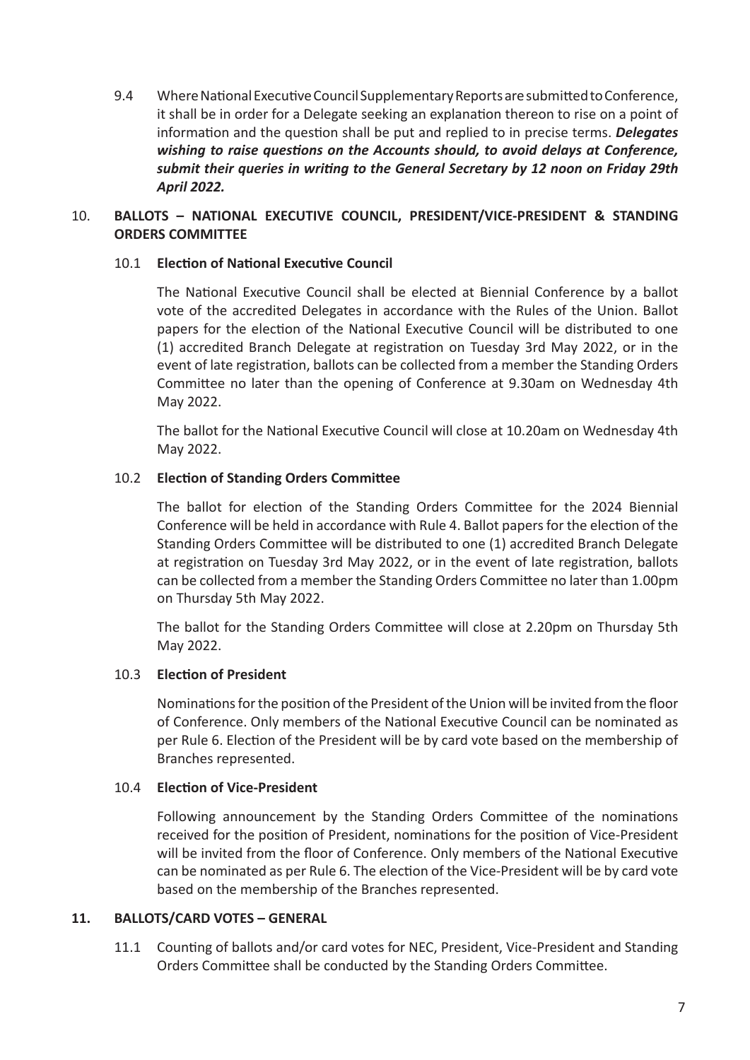9.4 Where National Executive Council Supplementary Reports are submitted to Conference, it shall be in order for a Delegate seeking an explanation thereon to rise on a point of information and the question shall be put and replied to in precise terms. ***Delegates wishing to raise questions on the Accounts should, to avoid delays at Conference, submit their queries in writing to the General Secretary by 12 noon on Friday 29th April 2022.***

## 10. BALLOTS – NATIONAL EXECUTIVE COUNCIL, PRESIDENT/VICE-PRESIDENT & STANDING ORDERS COMMITTEE

### 10.1 Election of National Executive Council

The National Executive Council shall be elected at Biennial Conference by a ballot vote of the accredited Delegates in accordance with the Rules of the Union. Ballot papers for the election of the National Executive Council will be distributed to one (1) accredited Branch Delegate at registration on Tuesday 3rd May 2022, or in the event of late registration, ballots can be collected from a member the Standing Orders Committee no later than the opening of Conference at 9.30am on Wednesday 4th May 2022.

The ballot for the National Executive Council will close at 10.20am on Wednesday 4th May 2022.

### 10.2 Election of Standing Orders Committee

The ballot for election of the Standing Orders Committee for the 2024 Biennial Conference will be held in accordance with Rule 4. Ballot papers for the election of the Standing Orders Committee will be distributed to one (1) accredited Branch Delegate at registration on Tuesday 3rd May 2022, or in the event of late registration, ballots can be collected from a member the Standing Orders Committee no later than 1.00pm on Thursday 5th May 2022.

The ballot for the Standing Orders Committee will close at 2.20pm on Thursday 5th May 2022.

### 10.3 Election of President

Nominations for the position of the President of the Union will be invited from the floor of Conference. Only members of the National Executive Council can be nominated as per Rule 6. Election of the President will be by card vote based on the membership of Branches represented.

### 10.4 Election of Vice-President

Following announcement by the Standing Orders Committee of the nominations received for the position of President, nominations for the position of Vice-President will be invited from the floor of Conference. Only members of the National Executive can be nominated as per Rule 6. The election of the Vice-President will be by card vote based on the membership of the Branches represented.

## 11. BALLOTS/CARD VOTES – GENERAL

11.1 Counting of ballots and/or card votes for NEC, President, Vice-President and Standing Orders Committee shall be conducted by the Standing Orders Committee.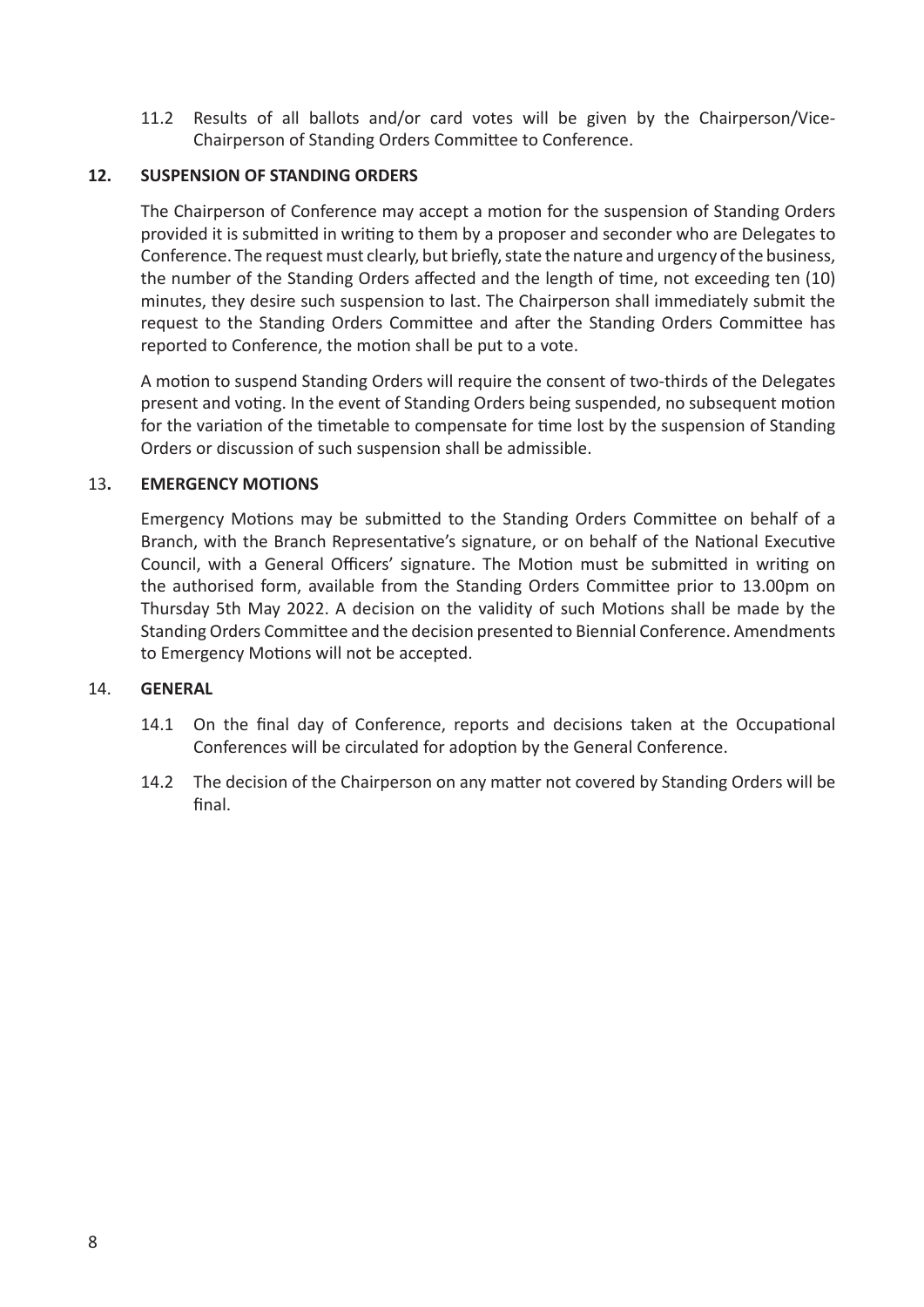11.2 Results of all ballots and/or card votes will be given by the Chairperson/Vice-Chairperson of Standing Orders Committee to Conference.

## 12. SUSPENSION OF STANDING ORDERS

The Chairperson of Conference may accept a motion for the suspension of Standing Orders provided it is submitted in writing to them by a proposer and seconder who are Delegates to Conference. The request must clearly, but briefly, state the nature and urgency of the business, the number of the Standing Orders affected and the length of time, not exceeding ten (10) minutes, they desire such suspension to last. The Chairperson shall immediately submit the request to the Standing Orders Committee and after the Standing Orders Committee has reported to Conference, the motion shall be put to a vote.

A motion to suspend Standing Orders will require the consent of two-thirds of the Delegates present and voting. In the event of Standing Orders being suspended, no subsequent motion for the variation of the timetable to compensate for time lost by the suspension of Standing Orders or discussion of such suspension shall be admissible.

## 13. EMERGENCY MOTIONS

Emergency Motions may be submitted to the Standing Orders Committee on behalf of a Branch, with the Branch Representative's signature, or on behalf of the National Executive Council, with a General Officers' signature. The Motion must be submitted in writing on the authorised form, available from the Standing Orders Committee prior to 13.00pm on Thursday 5th May 2022. A decision on the validity of such Motions shall be made by the Standing Orders Committee and the decision presented to Biennial Conference. Amendments to Emergency Motions will not be accepted.

## 14. GENERAL

14.1 On the final day of Conference, reports and decisions taken at the Occupational Conferences will be circulated for adoption by the General Conference.

14.2 The decision of the Chairperson on any matter not covered by Standing Orders will be final.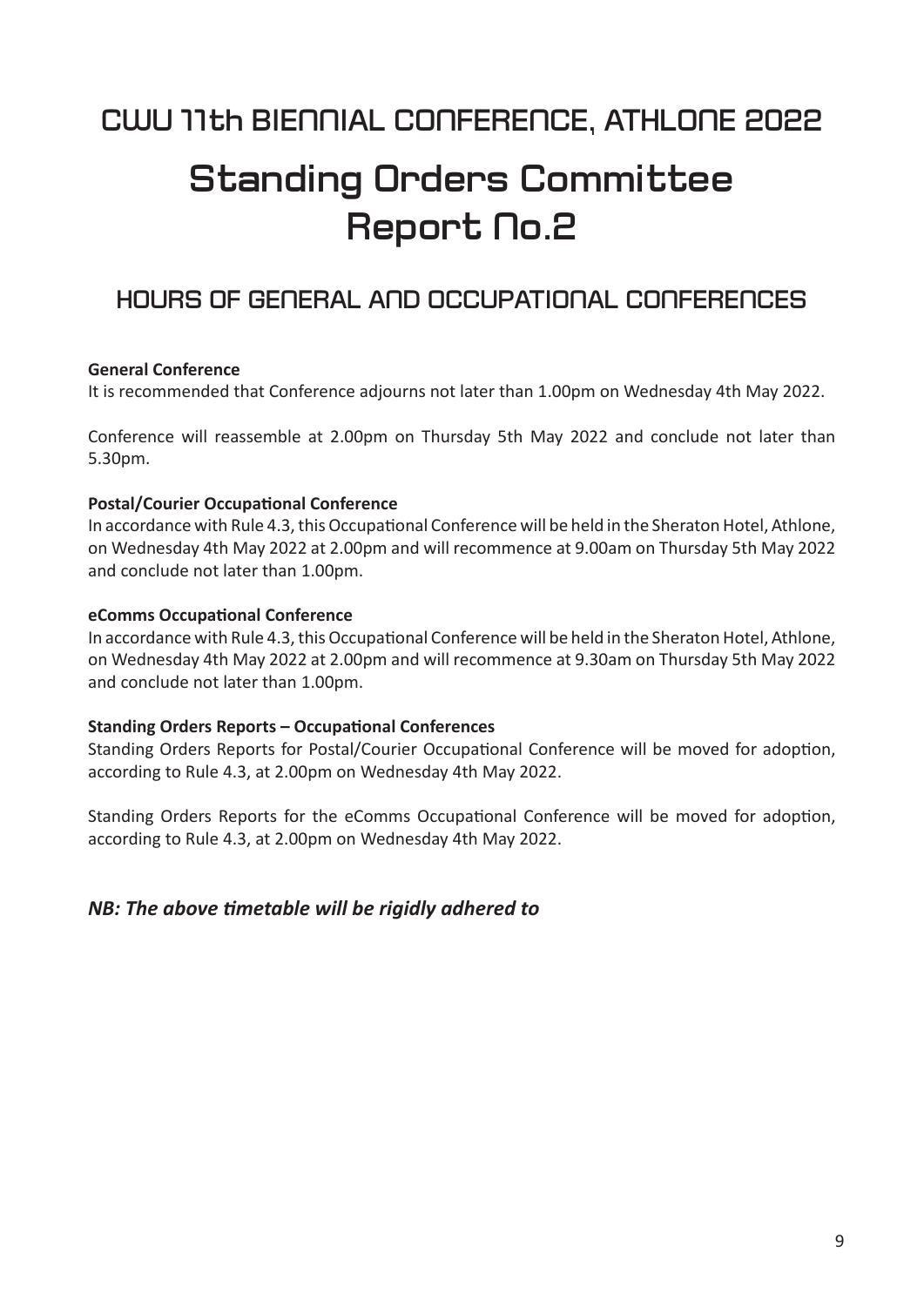# CWU 11th BIENNIAL CONFERENCE, ATHLONE 2022

# Standing Orders Committee Report No.2

## HOURS OF GENERAL AND OCCUPATIONAL CONFERENCES

**General Conference**
It is recommended that Conference adjourns not later than 1.00pm on Wednesday 4th May 2022.

Conference will reassemble at 2.00pm on Thursday 5th May 2022 and conclude not later than 5.30pm.

**Postal/Courier Occupational Conference**
In accordance with Rule 4.3, this Occupational Conference will be held in the Sheraton Hotel, Athlone, on Wednesday 4th May 2022 at 2.00pm and will recommence at 9.00am on Thursday 5th May 2022 and conclude not later than 1.00pm.

**eComms Occupational Conference**
In accordance with Rule 4.3, this Occupational Conference will be held in the Sheraton Hotel, Athlone, on Wednesday 4th May 2022 at 2.00pm and will recommence at 9.30am on Thursday 5th May 2022 and conclude not later than 1.00pm.

**Standing Orders Reports – Occupational Conferences**
Standing Orders Reports for Postal/Courier Occupational Conference will be moved for adoption, according to Rule 4.3, at 2.00pm on Wednesday 4th May 2022.

Standing Orders Reports for the eComms Occupational Conference will be moved for adoption, according to Rule 4.3, at 2.00pm on Wednesday 4th May 2022.

***NB: The above timetable will be rigidly adhered to***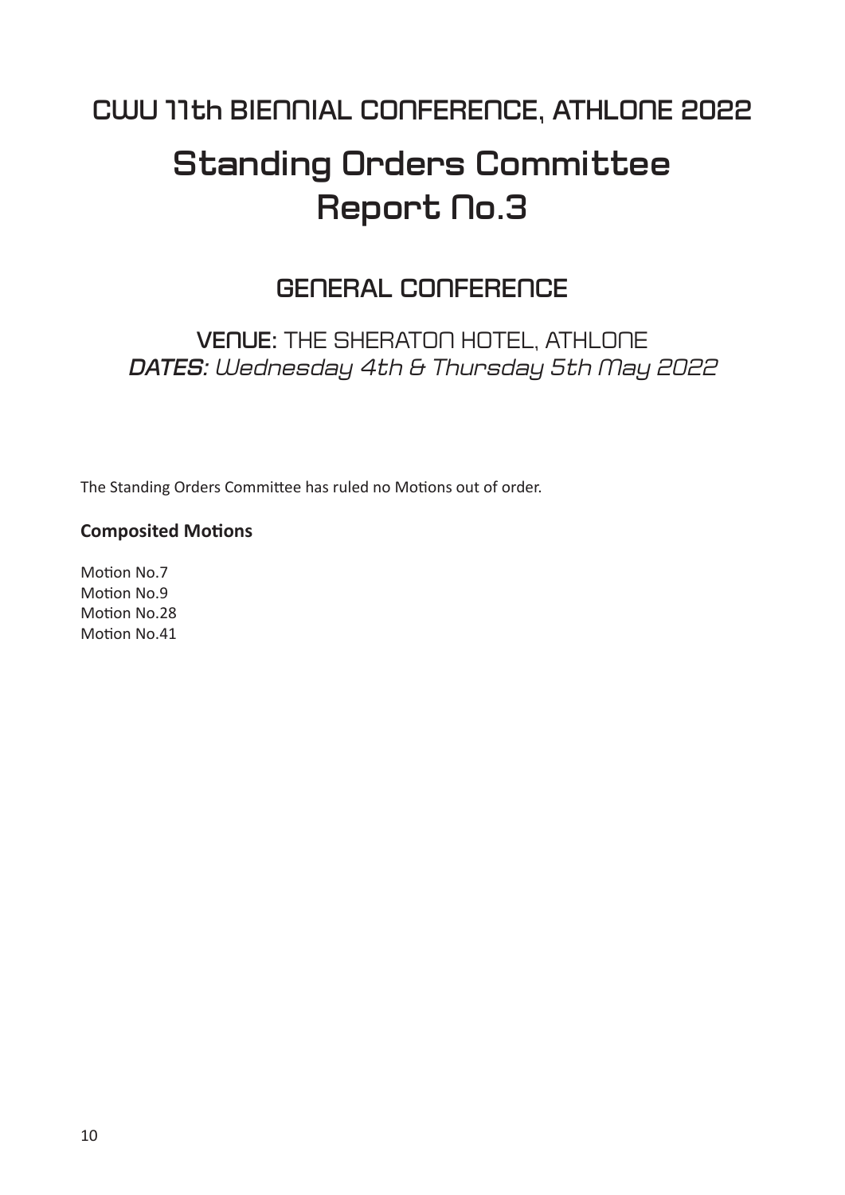## CWU 11th BIENNIAL CONFERENCE, ATHLONE 2022

# Standing Orders Committee Report No.3

## GENERAL CONFERENCE

**VENUE:** THE SHERATON HOTEL, ATHLONE
***DATES:*** *Wednesday 4th & Thursday 5th May 2022*

The Standing Orders Committee has ruled no Motions out of order.

**Composited Motions**

Motion No.7
Motion No.9
Motion No.28
Motion No.41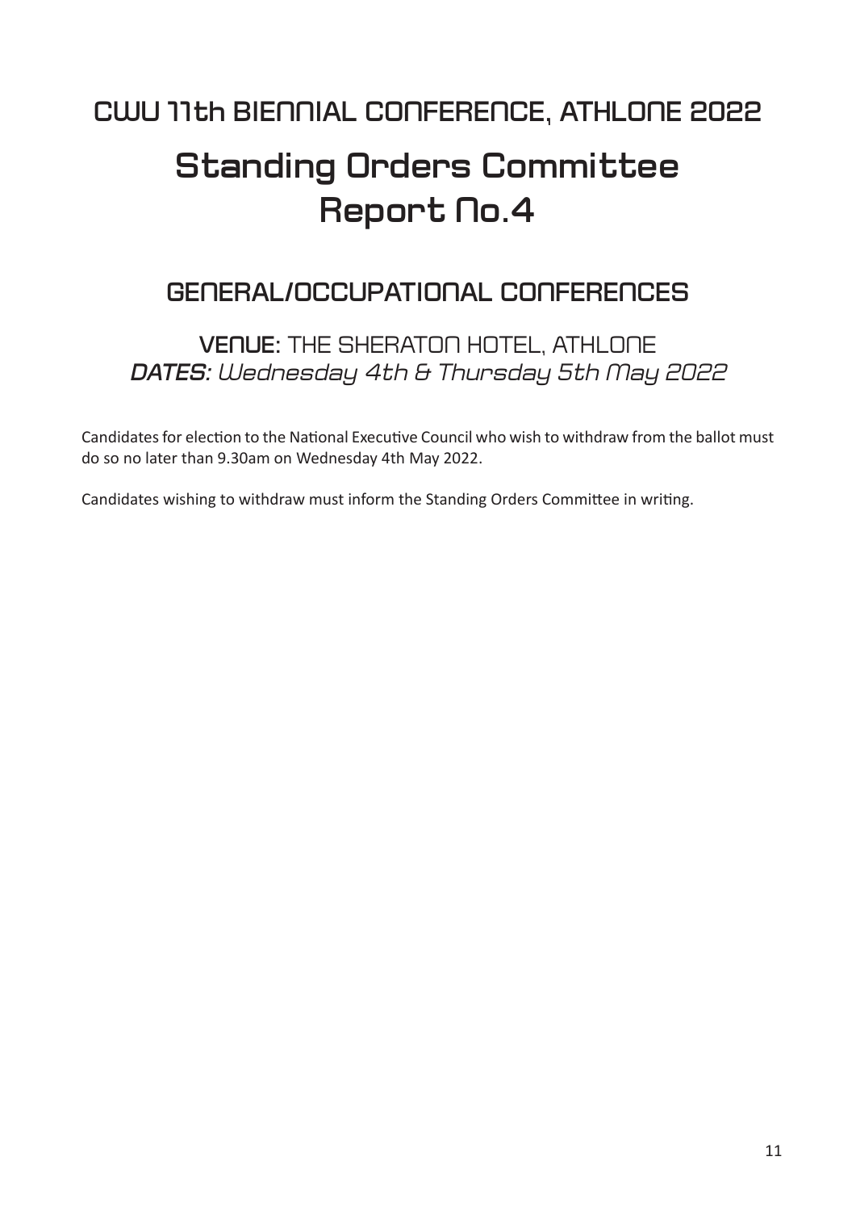## CWU 11th BIENNIAL CONFERENCE, ATHLONE 2022

# Standing Orders Committee Report No.4

## GENERAL/OCCUPATIONAL CONFERENCES

### **VENUE**: THE SHERATON HOTEL, ATHLONE
### ***DATES:*** *Wednesday 4th & Thursday 5th May 2022*

Candidates for election to the National Executive Council who wish to withdraw from the ballot must do so no later than 9.30am on Wednesday 4th May 2022.

Candidates wishing to withdraw must inform the Standing Orders Committee in writing.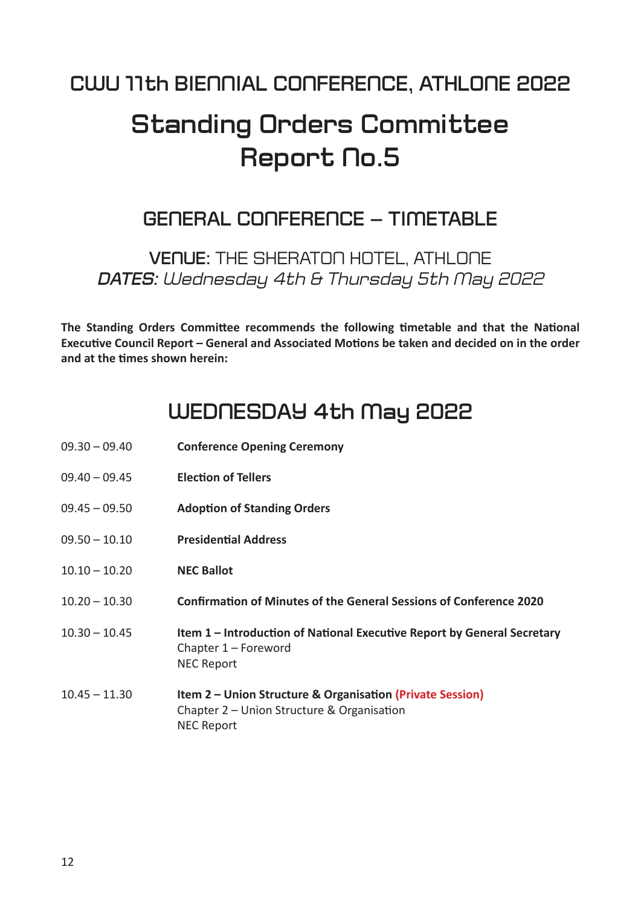# CWU 11th BIENNIAL CONFERENCE, ATHLONE 2022

# Standing Orders Committee Report No.5

## GENERAL CONFERENCE – TIMETABLE

**VENUE**: THE SHERATON HOTEL, ATHLONE
***DATES:*** *Wednesday 4th & Thursday 5th May 2022*

**The Standing Orders Committee recommends the following timetable and that the National Executive Council Report – General and Associated Motions be taken and decided on in the order and at the times shown herein:**

## WEDNESDAY 4th May 2022

| | |
|---|---|
| 09.30 – 09.40 | **Conference Opening Ceremony** |
| 09.40 – 09.45 | **Election of Tellers** |
| 09.45 – 09.50 | **Adoption of Standing Orders** |
| 09.50 – 10.10 | **Presidential Address** |
| 10.10 – 10.20 | **NEC Ballot** |
| 10.20 – 10.30 | **Confirmation of Minutes of the General Sessions of Conference 2020** |
| 10.30 – 10.45 | **Item 1 – Introduction of National Executive Report by General Secretary**<br>Chapter 1 – Foreword<br>NEC Report |
| 10.45 – 11.30 | **Item 2 – Union Structure & Organisation (Private Session)**<br>Chapter 2 – Union Structure & Organisation<br>NEC Report |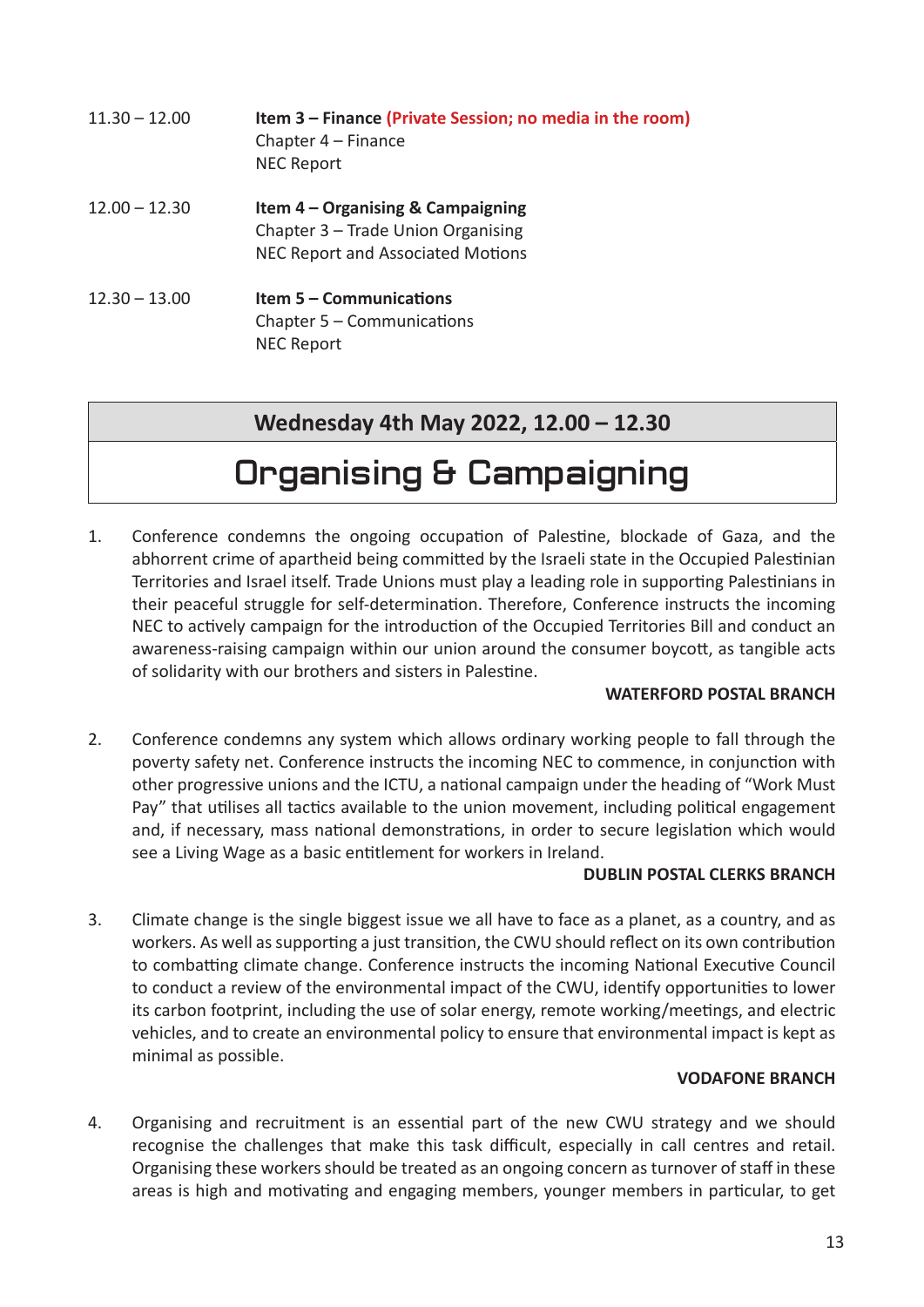| | |
|---|---|
| 11.30 – 12.00 | **Item 3 – Finance (Private Session; no media in the room)**<br>Chapter 4 – Finance<br>NEC Report |
| 12.00 – 12.30 | **Item 4 – Organising & Campaigning**<br>Chapter 3 – Trade Union Organising<br>NEC Report and Associated Motions |
| 12.30 – 13.00 | **Item 5 – Communications**<br>Chapter 5 – Communications<br>NEC Report |

**Wednesday 4th May 2022, 12.00 – 12.30**

# Organising & Campaigning

1. Conference condemns the ongoing occupation of Palestine, blockade of Gaza, and the abhorrent crime of apartheid being committed by the Israeli state in the Occupied Palestinian Territories and Israel itself. Trade Unions must play a leading role in supporting Palestinians in their peaceful struggle for self-determination. Therefore, Conference instructs the incoming NEC to actively campaign for the introduction of the Occupied Territories Bill and conduct an awareness-raising campaign within our union around the consumer boycott, as tangible acts of solidarity with our brothers and sisters in Palestine.

   **WATERFORD POSTAL BRANCH**

2. Conference condemns any system which allows ordinary working people to fall through the poverty safety net. Conference instructs the incoming NEC to commence, in conjunction with other progressive unions and the ICTU, a national campaign under the heading of "Work Must Pay" that utilises all tactics available to the union movement, including political engagement and, if necessary, mass national demonstrations, in order to secure legislation which would see a Living Wage as a basic entitlement for workers in Ireland.

   **DUBLIN POSTAL CLERKS BRANCH**

3. Climate change is the single biggest issue we all have to face as a planet, as a country, and as workers. As well as supporting a just transition, the CWU should reflect on its own contribution to combatting climate change. Conference instructs the incoming National Executive Council to conduct a review of the environmental impact of the CWU, identify opportunities to lower its carbon footprint, including the use of solar energy, remote working/meetings, and electric vehicles, and to create an environmental policy to ensure that environmental impact is kept as minimal as possible.

   **VODAFONE BRANCH**

4. Organising and recruitment is an essential part of the new CWU strategy and we should recognise the challenges that make this task difficult, especially in call centres and retail. Organising these workers should be treated as an ongoing concern as turnover of staff in these areas is high and motivating and engaging members, younger members in particular, to get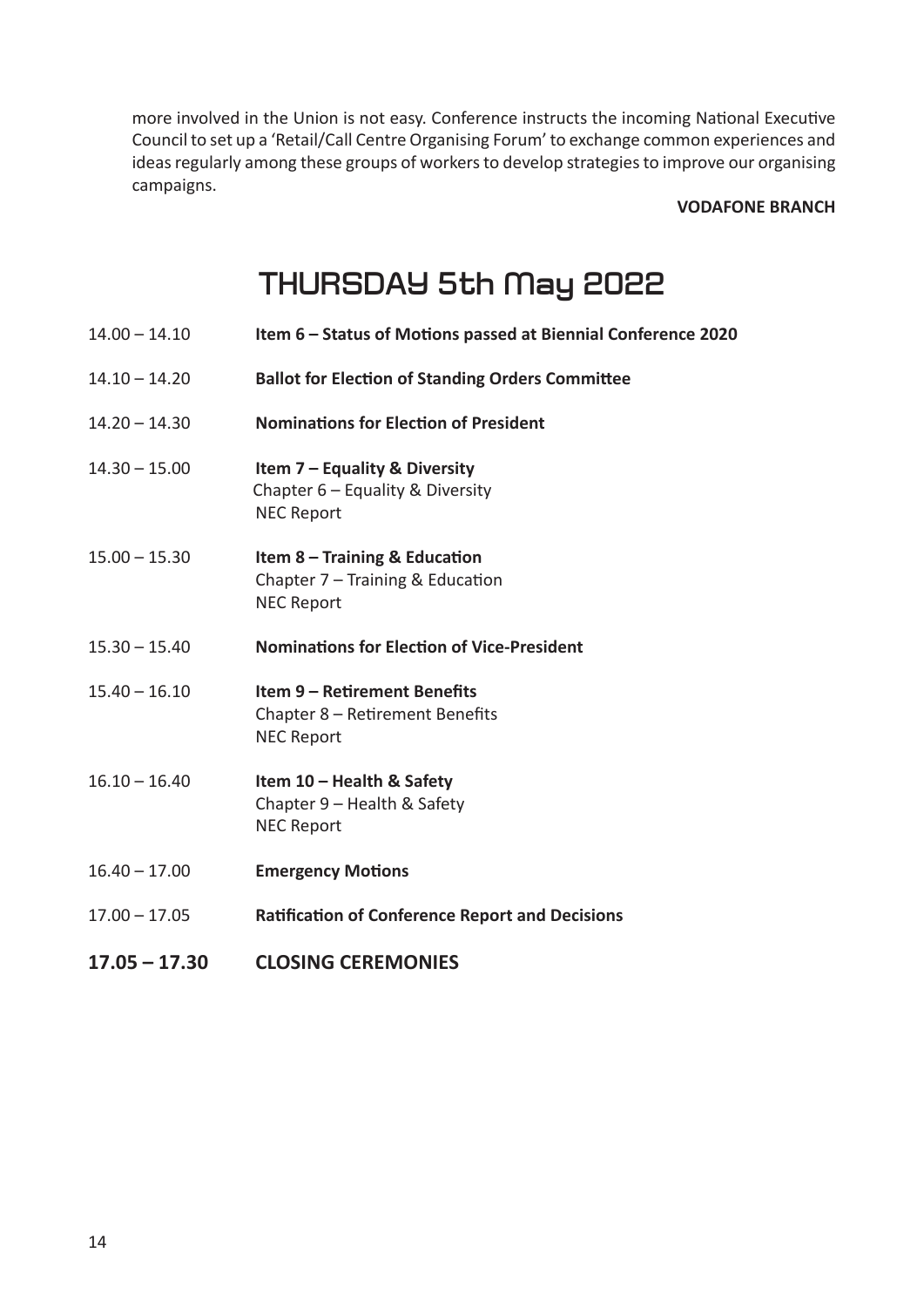more involved in the Union is not easy. Conference instructs the incoming National Executive Council to set up a 'Retail/Call Centre Organising Forum' to exchange common experiences and ideas regularly among these groups of workers to develop strategies to improve our organising campaigns.

**VODAFONE BRANCH**

# THURSDAY 5th May 2022

14.00 – 14.10 **Item 6 – Status of Motions passed at Biennial Conference 2020**

14.10 – 14.20 **Ballot for Election of Standing Orders Committee**

14.20 – 14.30 **Nominations for Election of President**

14.30 – 15.00 **Item 7 – Equality & Diversity**
Chapter 6 – Equality & Diversity
NEC Report

15.00 – 15.30 **Item 8 – Training & Education**
Chapter 7 – Training & Education
NEC Report

15.30 – 15.40 **Nominations for Election of Vice-President**

15.40 – 16.10 **Item 9 – Retirement Benefits**
Chapter 8 – Retirement Benefits
NEC Report

16.10 – 16.40 **Item 10 – Health & Safety**
Chapter 9 – Health & Safety
NEC Report

16.40 – 17.00 **Emergency Motions**

17.00 – 17.05 **Ratification of Conference Report and Decisions**

**17.05 – 17.30 CLOSING CEREMONIES**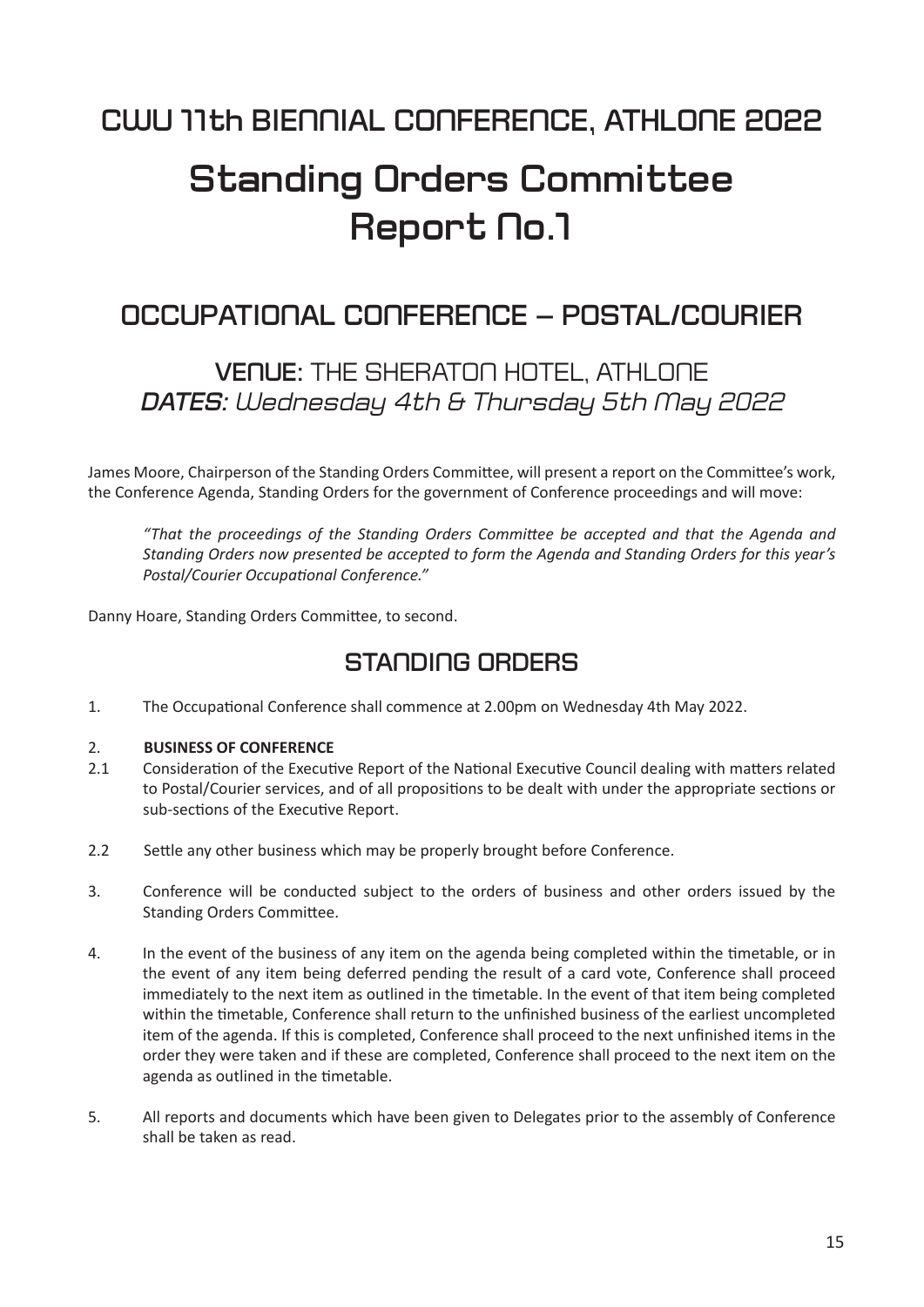# CWU 11th BIENNIAL CONFERENCE, ATHLONE 2022

# Standing Orders Committee Report No.1

## OCCUPATIONAL CONFERENCE – POSTAL/COURIER

### **VENUE**: THE SHERATON HOTEL, ATHLONE

### ***DATES:*** *Wednesday 4th & Thursday 5th May 2022*

James Moore, Chairperson of the Standing Orders Committee, will present a report on the Committee's work, the Conference Agenda, Standing Orders for the government of Conference proceedings and will move:

> *"That the proceedings of the Standing Orders Committee be accepted and that the Agenda and Standing Orders now presented be accepted to form the Agenda and Standing Orders for this year's Postal/Courier Occupational Conference."*

Danny Hoare, Standing Orders Committee, to second.

## STANDING ORDERS

1. The Occupational Conference shall commence at 2.00pm on Wednesday 4th May 2022.

2. **BUSINESS OF CONFERENCE**

2.1 Consideration of the Executive Report of the National Executive Council dealing with matters related to Postal/Courier services, and of all propositions to be dealt with under the appropriate sections or sub-sections of the Executive Report.

2.2 Settle any other business which may be properly brought before Conference.

3. Conference will be conducted subject to the orders of business and other orders issued by the Standing Orders Committee.

4. In the event of the business of any item on the agenda being completed within the timetable, or in the event of any item being deferred pending the result of a card vote, Conference shall proceed immediately to the next item as outlined in the timetable. In the event of that item being completed within the timetable, Conference shall return to the unfinished business of the earliest uncompleted item of the agenda. If this is completed, Conference shall proceed to the next unfinished items in the order they were taken and if these are completed, Conference shall proceed to the next item on the agenda as outlined in the timetable.

5. All reports and documents which have been given to Delegates prior to the assembly of Conference shall be taken as read.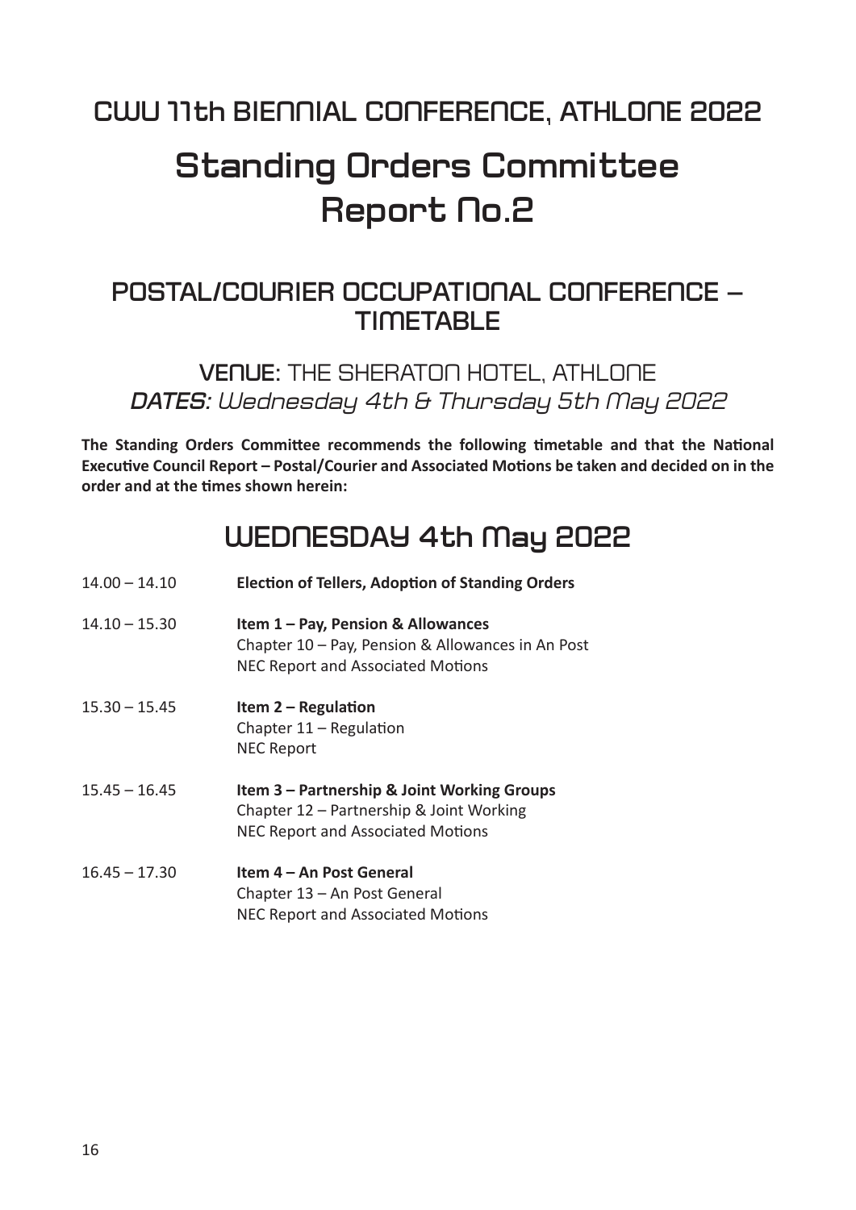## CWU 11th BIENNIAL CONFERENCE, ATHLONE 2022

# Standing Orders Committee Report No.2

## POSTAL/COURIER OCCUPATIONAL CONFERENCE – TIMETABLE

### VENUE: THE SHERATON HOTEL, ATHLONE
### *DATES: Wednesday 4th & Thursday 5th May 2022*

**The Standing Orders Committee recommends the following timetable and that the National Executive Council Report – Postal/Courier and Associated Motions be taken and decided on in the order and at the times shown herein:**

## WEDNESDAY 4th May 2022

| | |
|---|---|
| 14.00 – 14.10 | **Election of Tellers, Adoption of Standing Orders** |
| 14.10 – 15.30 | **Item 1 – Pay, Pension & Allowances**<br>Chapter 10 – Pay, Pension & Allowances in An Post<br>NEC Report and Associated Motions |
| 15.30 – 15.45 | **Item 2 – Regulation**<br>Chapter 11 – Regulation<br>NEC Report |
| 15.45 – 16.45 | **Item 3 – Partnership & Joint Working Groups**<br>Chapter 12 – Partnership & Joint Working<br>NEC Report and Associated Motions |
| 16.45 – 17.30 | **Item 4 – An Post General**<br>Chapter 13 – An Post General<br>NEC Report and Associated Motions |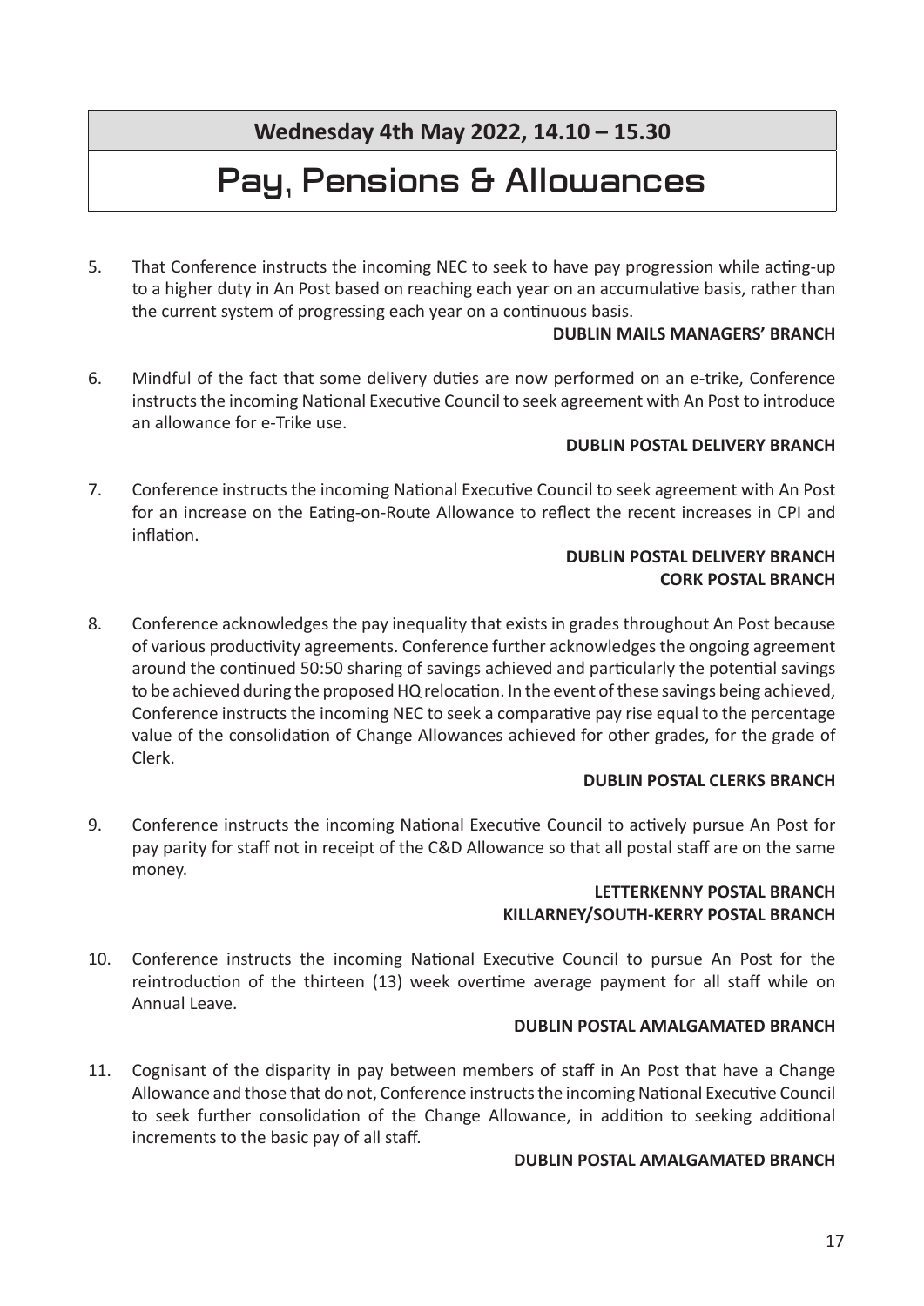**Wednesday 4th May 2022, 14.10 – 15.30**

# Pay, Pensions & Allowances

5. That Conference instructs the incoming NEC to seek to have pay progression while acting-up to a higher duty in An Post based on reaching each year on an accumulative basis, rather than the current system of progressing each year on a continuous basis.

   **DUBLIN MAILS MANAGERS' BRANCH**

6. Mindful of the fact that some delivery duties are now performed on an e-trike, Conference instructs the incoming National Executive Council to seek agreement with An Post to introduce an allowance for e-Trike use.

   **DUBLIN POSTAL DELIVERY BRANCH**

7. Conference instructs the incoming National Executive Council to seek agreement with An Post for an increase on the Eating-on-Route Allowance to reflect the recent increases in CPI and inflation.

   **DUBLIN POSTAL DELIVERY BRANCH**
   **CORK POSTAL BRANCH**

8. Conference acknowledges the pay inequality that exists in grades throughout An Post because of various productivity agreements. Conference further acknowledges the ongoing agreement around the continued 50:50 sharing of savings achieved and particularly the potential savings to be achieved during the proposed HQ relocation. In the event of these savings being achieved, Conference instructs the incoming NEC to seek a comparative pay rise equal to the percentage value of the consolidation of Change Allowances achieved for other grades, for the grade of Clerk.

   **DUBLIN POSTAL CLERKS BRANCH**

9. Conference instructs the incoming National Executive Council to actively pursue An Post for pay parity for staff not in receipt of the C&D Allowance so that all postal staff are on the same money.

   **LETTERKENNY POSTAL BRANCH**
   **KILLARNEY/SOUTH-KERRY POSTAL BRANCH**

10. Conference instructs the incoming National Executive Council to pursue An Post for the reintroduction of the thirteen (13) week overtime average payment for all staff while on Annual Leave.

    **DUBLIN POSTAL AMALGAMATED BRANCH**

11. Cognisant of the disparity in pay between members of staff in An Post that have a Change Allowance and those that do not, Conference instructs the incoming National Executive Council to seek further consolidation of the Change Allowance, in addition to seeking additional increments to the basic pay of all staff.

    **DUBLIN POSTAL AMALGAMATED BRANCH**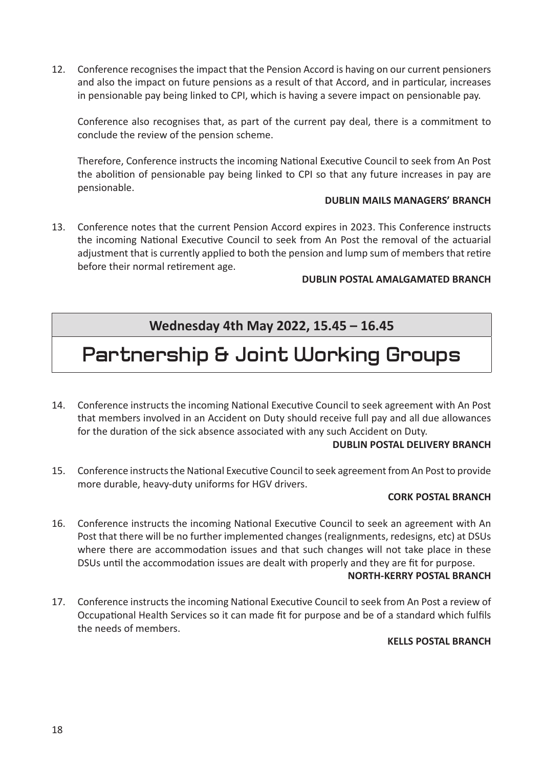12. Conference recognises the impact that the Pension Accord is having on our current pensioners and also the impact on future pensions as a result of that Accord, and in particular, increases in pensionable pay being linked to CPI, which is having a severe impact on pensionable pay.

    Conference also recognises that, as part of the current pay deal, there is a commitment to conclude the review of the pension scheme.

    Therefore, Conference instructs the incoming National Executive Council to seek from An Post the abolition of pensionable pay being linked to CPI so that any future increases in pay are pensionable.

    **DUBLIN MAILS MANAGERS' BRANCH**

13. Conference notes that the current Pension Accord expires in 2023. This Conference instructs the incoming National Executive Council to seek from An Post the removal of the actuarial adjustment that is currently applied to both the pension and lump sum of members that retire before their normal retirement age.

    **DUBLIN POSTAL AMALGAMATED BRANCH**

**Wednesday 4th May 2022, 15.45 – 16.45**

# Partnership & Joint Working Groups

14. Conference instructs the incoming National Executive Council to seek agreement with An Post that members involved in an Accident on Duty should receive full pay and all due allowances for the duration of the sick absence associated with any such Accident on Duty.

    **DUBLIN POSTAL DELIVERY BRANCH**

15. Conference instructs the National Executive Council to seek agreement from An Post to provide more durable, heavy-duty uniforms for HGV drivers.

    **CORK POSTAL BRANCH**

16. Conference instructs the incoming National Executive Council to seek an agreement with An Post that there will be no further implemented changes (realignments, redesigns, etc) at DSUs where there are accommodation issues and that such changes will not take place in these DSUs until the accommodation issues are dealt with properly and they are fit for purpose.

    **NORTH-KERRY POSTAL BRANCH**

17. Conference instructs the incoming National Executive Council to seek from An Post a review of Occupational Health Services so it can made fit for purpose and be of a standard which fulfils the needs of members.

    **KELLS POSTAL BRANCH**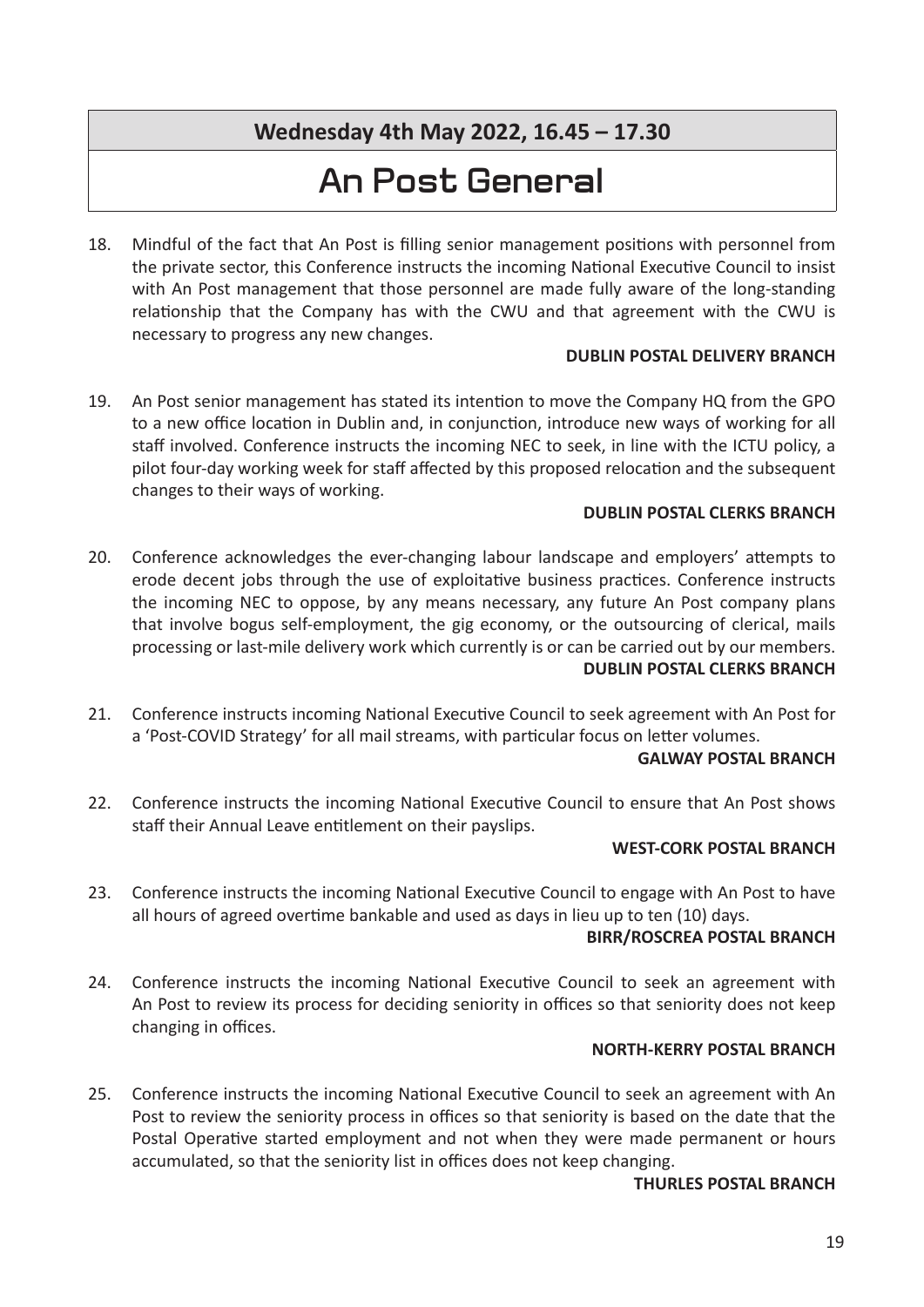**Wednesday 4th May 2022, 16.45 – 17.30**

# An Post General

18. Mindful of the fact that An Post is filling senior management positions with personnel from the private sector, this Conference instructs the incoming National Executive Council to insist with An Post management that those personnel are made fully aware of the long-standing relationship that the Company has with the CWU and that agreement with the CWU is necessary to progress any new changes.

**DUBLIN POSTAL DELIVERY BRANCH**

19. An Post senior management has stated its intention to move the Company HQ from the GPO to a new office location in Dublin and, in conjunction, introduce new ways of working for all staff involved. Conference instructs the incoming NEC to seek, in line with the ICTU policy, a pilot four-day working week for staff affected by this proposed relocation and the subsequent changes to their ways of working.

**DUBLIN POSTAL CLERKS BRANCH**

20. Conference acknowledges the ever-changing labour landscape and employers' attempts to erode decent jobs through the use of exploitative business practices. Conference instructs the incoming NEC to oppose, by any means necessary, any future An Post company plans that involve bogus self-employment, the gig economy, or the outsourcing of clerical, mails processing or last-mile delivery work which currently is or can be carried out by our members.

**DUBLIN POSTAL CLERKS BRANCH**

21. Conference instructs incoming National Executive Council to seek agreement with An Post for a 'Post-COVID Strategy' for all mail streams, with particular focus on letter volumes.

**GALWAY POSTAL BRANCH**

22. Conference instructs the incoming National Executive Council to ensure that An Post shows staff their Annual Leave entitlement on their payslips.

**WEST-CORK POSTAL BRANCH**

23. Conference instructs the incoming National Executive Council to engage with An Post to have all hours of agreed overtime bankable and used as days in lieu up to ten (10) days.

**BIRR/ROSCREA POSTAL BRANCH**

24. Conference instructs the incoming National Executive Council to seek an agreement with An Post to review its process for deciding seniority in offices so that seniority does not keep changing in offices.

**NORTH-KERRY POSTAL BRANCH**

25. Conference instructs the incoming National Executive Council to seek an agreement with An Post to review the seniority process in offices so that seniority is based on the date that the Postal Operative started employment and not when they were made permanent or hours accumulated, so that the seniority list in offices does not keep changing.

**THURLES POSTAL BRANCH**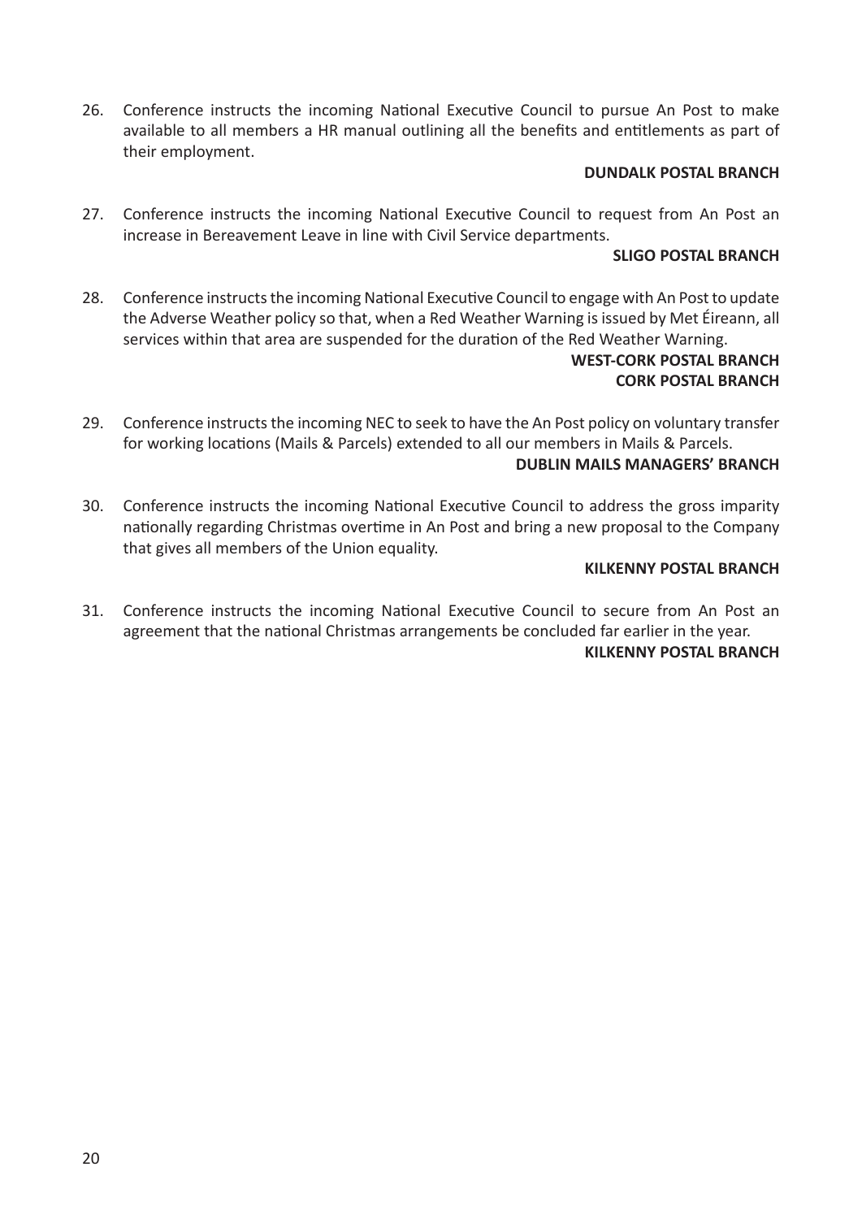26. Conference instructs the incoming National Executive Council to pursue An Post to make available to all members a HR manual outlining all the benefits and entitlements as part of their employment.

**DUNDALK POSTAL BRANCH**

27. Conference instructs the incoming National Executive Council to request from An Post an increase in Bereavement Leave in line with Civil Service departments.

**SLIGO POSTAL BRANCH**

28. Conference instructs the incoming National Executive Council to engage with An Post to update the Adverse Weather policy so that, when a Red Weather Warning is issued by Met Éireann, all services within that area are suspended for the duration of the Red Weather Warning.

**WEST-CORK POSTAL BRANCH**
**CORK POSTAL BRANCH**

29. Conference instructs the incoming NEC to seek to have the An Post policy on voluntary transfer for working locations (Mails & Parcels) extended to all our members in Mails & Parcels.

**DUBLIN MAILS MANAGERS' BRANCH**

30. Conference instructs the incoming National Executive Council to address the gross imparity nationally regarding Christmas overtime in An Post and bring a new proposal to the Company that gives all members of the Union equality.

**KILKENNY POSTAL BRANCH**

31. Conference instructs the incoming National Executive Council to secure from An Post an agreement that the national Christmas arrangements be concluded far earlier in the year.

**KILKENNY POSTAL BRANCH**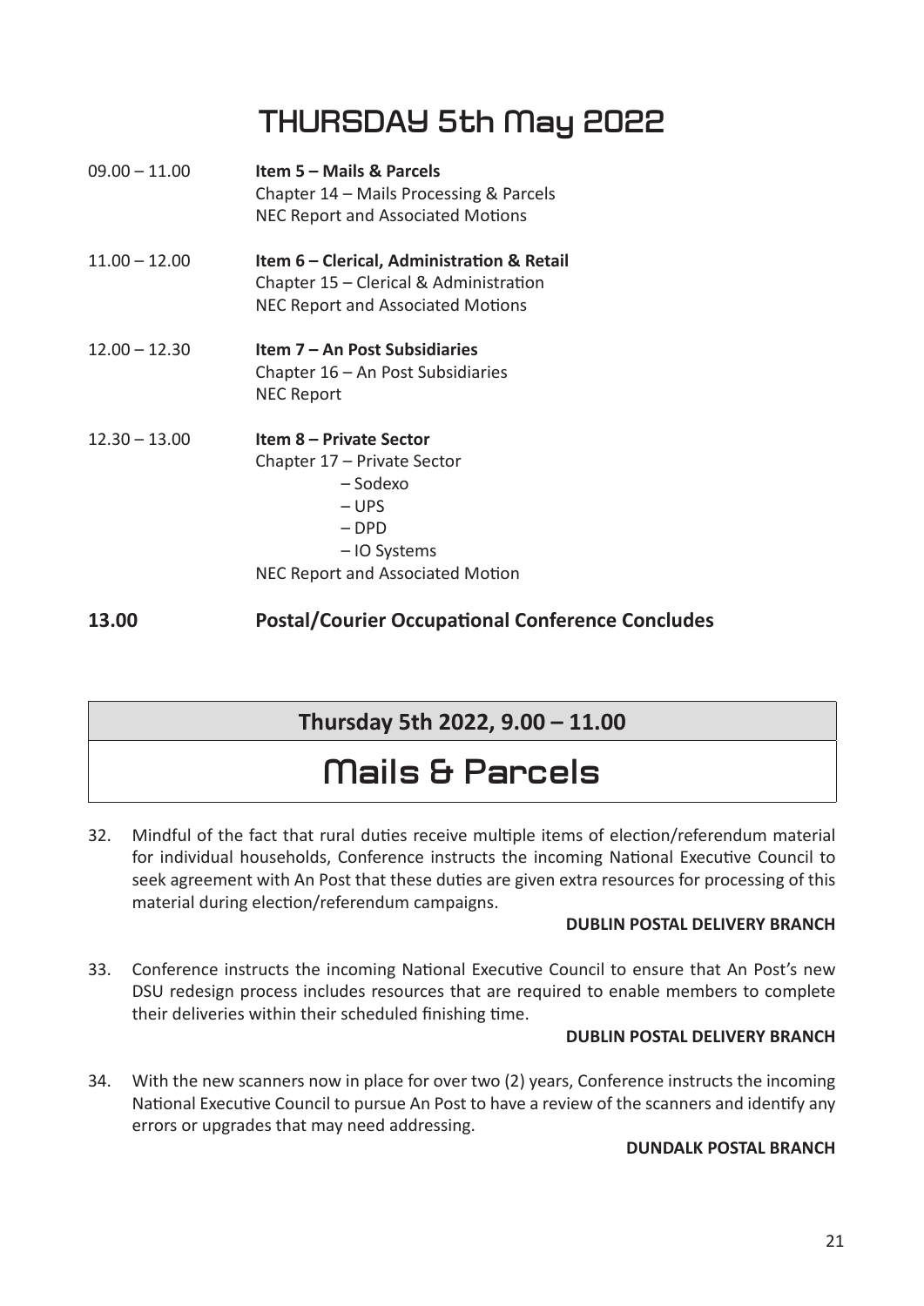# THURSDAY 5th May 2022

09.00 – 11.00 **Item 5 – Mails & Parcels**
Chapter 14 – Mails Processing & Parcels
NEC Report and Associated Motions

11.00 – 12.00 **Item 6 – Clerical, Administration & Retail**
Chapter 15 – Clerical & Administration
NEC Report and Associated Motions

12.00 – 12.30 **Item 7 – An Post Subsidiaries**
Chapter 16 – An Post Subsidiaries
NEC Report

12.30 – 13.00 **Item 8 – Private Sector**
Chapter 17 – Private Sector
– Sodexo
– UPS
– DPD
– IO Systems
NEC Report and Associated Motion

**13.00 Postal/Courier Occupational Conference Concludes**

**Thursday 5th 2022, 9.00 – 11.00**

## Mails & Parcels

32. Mindful of the fact that rural duties receive multiple items of election/referendum material for individual households, Conference instructs the incoming National Executive Council to seek agreement with An Post that these duties are given extra resources for processing of this material during election/referendum campaigns.

**DUBLIN POSTAL DELIVERY BRANCH**

33. Conference instructs the incoming National Executive Council to ensure that An Post's new DSU redesign process includes resources that are required to enable members to complete their deliveries within their scheduled finishing time.

**DUBLIN POSTAL DELIVERY BRANCH**

34. With the new scanners now in place for over two (2) years, Conference instructs the incoming National Executive Council to pursue An Post to have a review of the scanners and identify any errors or upgrades that may need addressing.

**DUNDALK POSTAL BRANCH**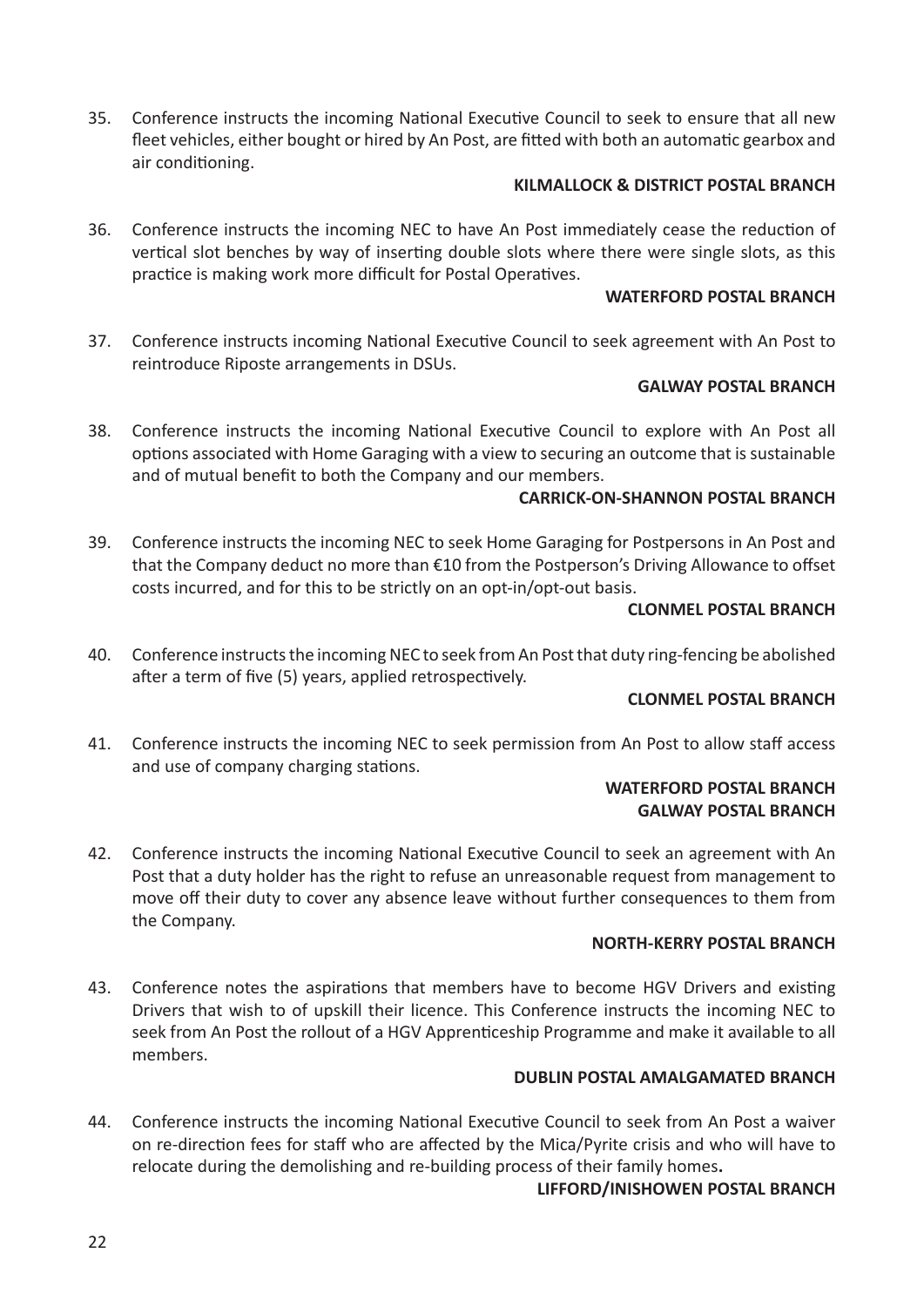35. Conference instructs the incoming National Executive Council to seek to ensure that all new fleet vehicles, either bought or hired by An Post, are fitted with both an automatic gearbox and air conditioning.

**KILMALLOCK & DISTRICT POSTAL BRANCH**

36. Conference instructs the incoming NEC to have An Post immediately cease the reduction of vertical slot benches by way of inserting double slots where there were single slots, as this practice is making work more difficult for Postal Operatives.

**WATERFORD POSTAL BRANCH**

37. Conference instructs incoming National Executive Council to seek agreement with An Post to reintroduce Riposte arrangements in DSUs.

**GALWAY POSTAL BRANCH**

38. Conference instructs the incoming National Executive Council to explore with An Post all options associated with Home Garaging with a view to securing an outcome that is sustainable and of mutual benefit to both the Company and our members.

**CARRICK-ON-SHANNON POSTAL BRANCH**

39. Conference instructs the incoming NEC to seek Home Garaging for Postpersons in An Post and that the Company deduct no more than €10 from the Postperson's Driving Allowance to offset costs incurred, and for this to be strictly on an opt-in/opt-out basis.

**CLONMEL POSTAL BRANCH**

40. Conference instructs the incoming NEC to seek from An Post that duty ring-fencing be abolished after a term of five (5) years, applied retrospectively.

**CLONMEL POSTAL BRANCH**

41. Conference instructs the incoming NEC to seek permission from An Post to allow staff access and use of company charging stations.

**WATERFORD POSTAL BRANCH**
**GALWAY POSTAL BRANCH**

42. Conference instructs the incoming National Executive Council to seek an agreement with An Post that a duty holder has the right to refuse an unreasonable request from management to move off their duty to cover any absence leave without further consequences to them from the Company.

**NORTH-KERRY POSTAL BRANCH**

43. Conference notes the aspirations that members have to become HGV Drivers and existing Drivers that wish to of upskill their licence. This Conference instructs the incoming NEC to seek from An Post the rollout of a HGV Apprenticeship Programme and make it available to all members.

**DUBLIN POSTAL AMALGAMATED BRANCH**

44. Conference instructs the incoming National Executive Council to seek from An Post a waiver on re-direction fees for staff who are affected by the Mica/Pyrite crisis and who will have to relocate during the demolishing and re-building process of their family homes**.**

**LIFFORD/INISHOWEN POSTAL BRANCH**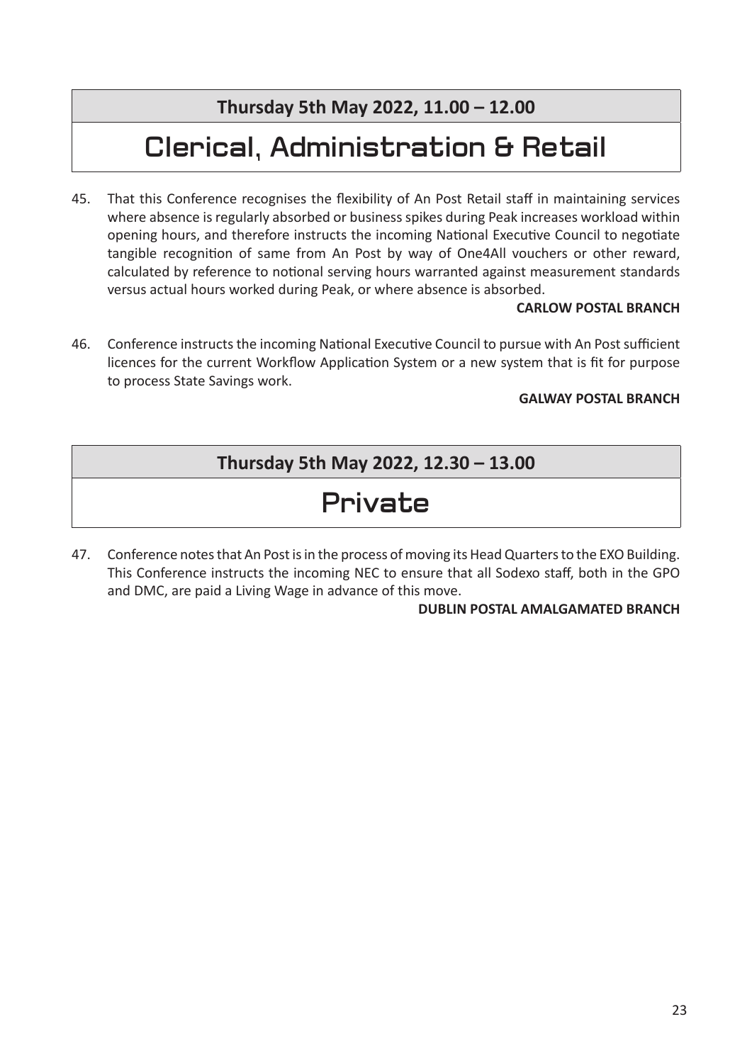**Thursday 5th May 2022, 11.00 – 12.00**

## Clerical, Administration & Retail

45. That this Conference recognises the flexibility of An Post Retail staff in maintaining services where absence is regularly absorbed or business spikes during Peak increases workload within opening hours, and therefore instructs the incoming National Executive Council to negotiate tangible recognition of same from An Post by way of One4All vouchers or other reward, calculated by reference to notional serving hours warranted against measurement standards versus actual hours worked during Peak, or where absence is absorbed.

**CARLOW POSTAL BRANCH**

46. Conference instructs the incoming National Executive Council to pursue with An Post sufficient licences for the current Workflow Application System or a new system that is fit for purpose to process State Savings work.

**GALWAY POSTAL BRANCH**

**Thursday 5th May 2022, 12.30 – 13.00**

## Private

47. Conference notes that An Post is in the process of moving its Head Quarters to the EXO Building. This Conference instructs the incoming NEC to ensure that all Sodexo staff, both in the GPO and DMC, are paid a Living Wage in advance of this move.

**DUBLIN POSTAL AMALGAMATED BRANCH**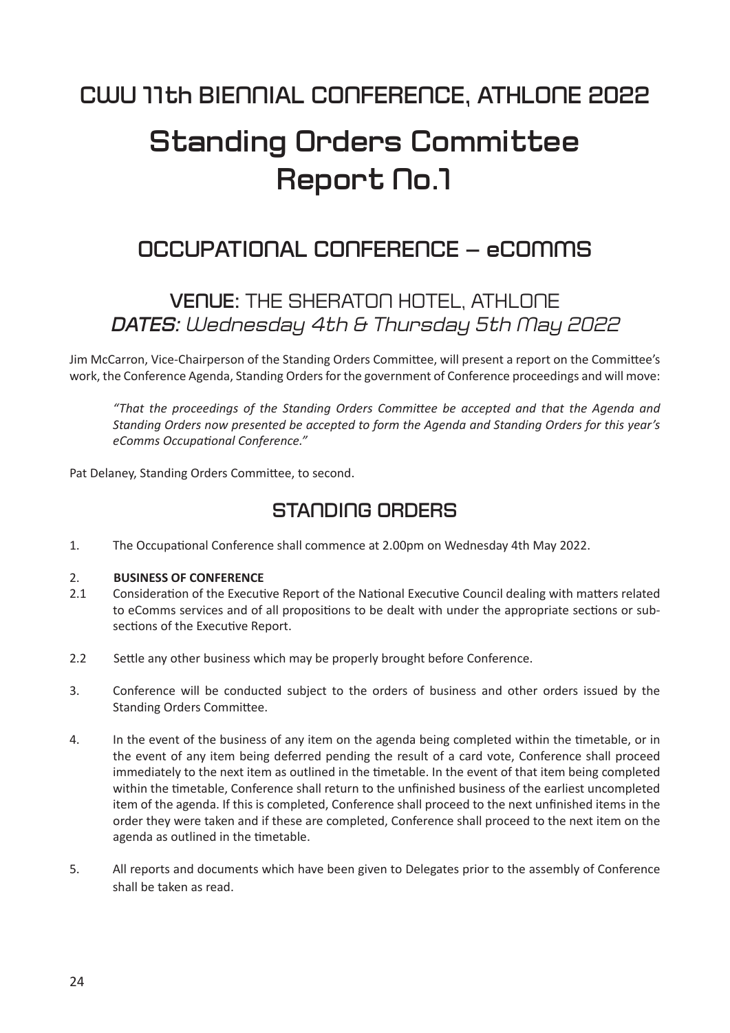# CWU 11th BIENNIAL CONFERENCE, ATHLONE 2022

# Standing Orders Committee Report No.1

## OCCUPATIONAL CONFERENCE – eCOMMS

### **VENUE**: THE SHERATON HOTEL, ATHLONE
### ***DATES:*** *Wednesday 4th & Thursday 5th May 2022*

Jim McCarron, Vice-Chairperson of the Standing Orders Committee, will present a report on the Committee's work, the Conference Agenda, Standing Orders for the government of Conference proceedings and will move:

> *"That the proceedings of the Standing Orders Committee be accepted and that the Agenda and Standing Orders now presented be accepted to form the Agenda and Standing Orders for this year's eComms Occupational Conference."*

Pat Delaney, Standing Orders Committee, to second.

## STANDING ORDERS

1. The Occupational Conference shall commence at 2.00pm on Wednesday 4th May 2022.

2. **BUSINESS OF CONFERENCE**

2.1 Consideration of the Executive Report of the National Executive Council dealing with matters related to eComms services and of all propositions to be dealt with under the appropriate sections or sub-sections of the Executive Report.

2.2 Settle any other business which may be properly brought before Conference.

3. Conference will be conducted subject to the orders of business and other orders issued by the Standing Orders Committee.

4. In the event of the business of any item on the agenda being completed within the timetable, or in the event of any item being deferred pending the result of a card vote, Conference shall proceed immediately to the next item as outlined in the timetable. In the event of that item being completed within the timetable, Conference shall return to the unfinished business of the earliest uncompleted item of the agenda. If this is completed, Conference shall proceed to the next unfinished items in the order they were taken and if these are completed, Conference shall proceed to the next item on the agenda as outlined in the timetable.

5. All reports and documents which have been given to Delegates prior to the assembly of Conference shall be taken as read.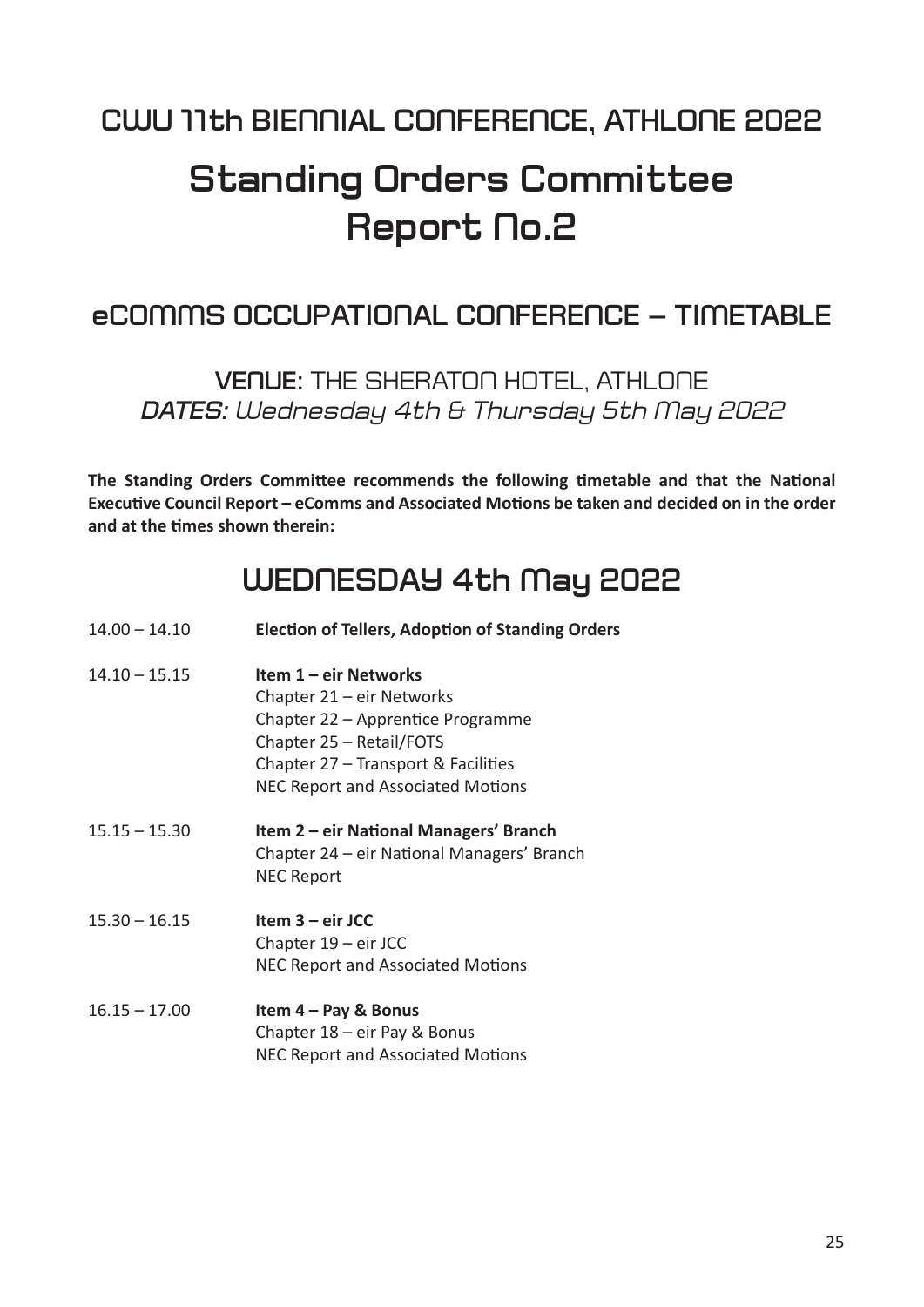# CWU 11th BIENNIAL CONFERENCE, ATHLONE 2022

# Standing Orders Committee Report No.2

## eCOMMS OCCUPATIONAL CONFERENCE – TIMETABLE

**VENUE:** THE SHERATON HOTEL, ATHLONE
***DATES:*** *Wednesday 4th & Thursday 5th May 2022*

**The Standing Orders Committee recommends the following timetable and that the National Executive Council Report – eComms and Associated Motions be taken and decided on in the order and at the times shown therein:**

## WEDNESDAY 4th May 2022

| | |
|---|---|
| 14.00 – 14.10 | **Election of Tellers, Adoption of Standing Orders** |
| 14.10 – 15.15 | **Item 1 – eir Networks**<br>Chapter 21 – eir Networks<br>Chapter 22 – Apprentice Programme<br>Chapter 25 – Retail/FOTS<br>Chapter 27 – Transport & Facilities<br>NEC Report and Associated Motions |
| 15.15 – 15.30 | **Item 2 – eir National Managers' Branch**<br>Chapter 24 – eir National Managers' Branch<br>NEC Report |
| 15.30 – 16.15 | **Item 3 – eir JCC**<br>Chapter 19 – eir JCC<br>NEC Report and Associated Motions |
| 16.15 – 17.00 | **Item 4 – Pay & Bonus**<br>Chapter 18 – eir Pay & Bonus<br>NEC Report and Associated Motions |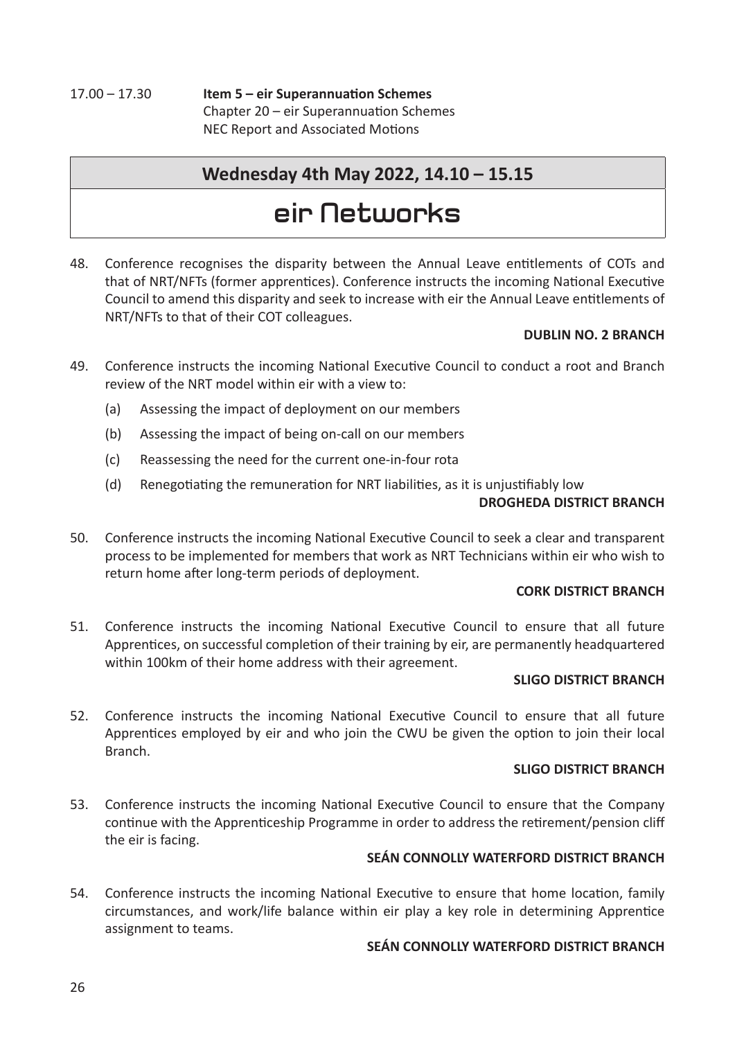17.00 – 17.30 **Item 5 – eir Superannuation Schemes**
Chapter 20 – eir Superannuation Schemes
NEC Report and Associated Motions

## Wednesday 4th May 2022, 14.10 – 15.15

# eir Networks

48. Conference recognises the disparity between the Annual Leave entitlements of COTs and that of NRT/NFTs (former apprentices). Conference instructs the incoming National Executive Council to amend this disparity and seek to increase with eir the Annual Leave entitlements of NRT/NFTs to that of their COT colleagues.

**DUBLIN NO. 2 BRANCH**

49. Conference instructs the incoming National Executive Council to conduct a root and Branch review of the NRT model within eir with a view to:
    (a) Assessing the impact of deployment on our members
    (b) Assessing the impact of being on-call on our members
    (c) Reassessing the need for the current one-in-four rota
    (d) Renegotiating the remuneration for NRT liabilities, as it is unjustifiably low

**DROGHEDA DISTRICT BRANCH**

50. Conference instructs the incoming National Executive Council to seek a clear and transparent process to be implemented for members that work as NRT Technicians within eir who wish to return home after long-term periods of deployment.

**CORK DISTRICT BRANCH**

51. Conference instructs the incoming National Executive Council to ensure that all future Apprentices, on successful completion of their training by eir, are permanently headquartered within 100km of their home address with their agreement.

**SLIGO DISTRICT BRANCH**

52. Conference instructs the incoming National Executive Council to ensure that all future Apprentices employed by eir and who join the CWU be given the option to join their local Branch.

**SLIGO DISTRICT BRANCH**

53. Conference instructs the incoming National Executive Council to ensure that the Company continue with the Apprenticeship Programme in order to address the retirement/pension cliff the eir is facing.

**SEÁN CONNOLLY WATERFORD DISTRICT BRANCH**

54. Conference instructs the incoming National Executive to ensure that home location, family circumstances, and work/life balance within eir play a key role in determining Apprentice assignment to teams.

**SEÁN CONNOLLY WATERFORD DISTRICT BRANCH**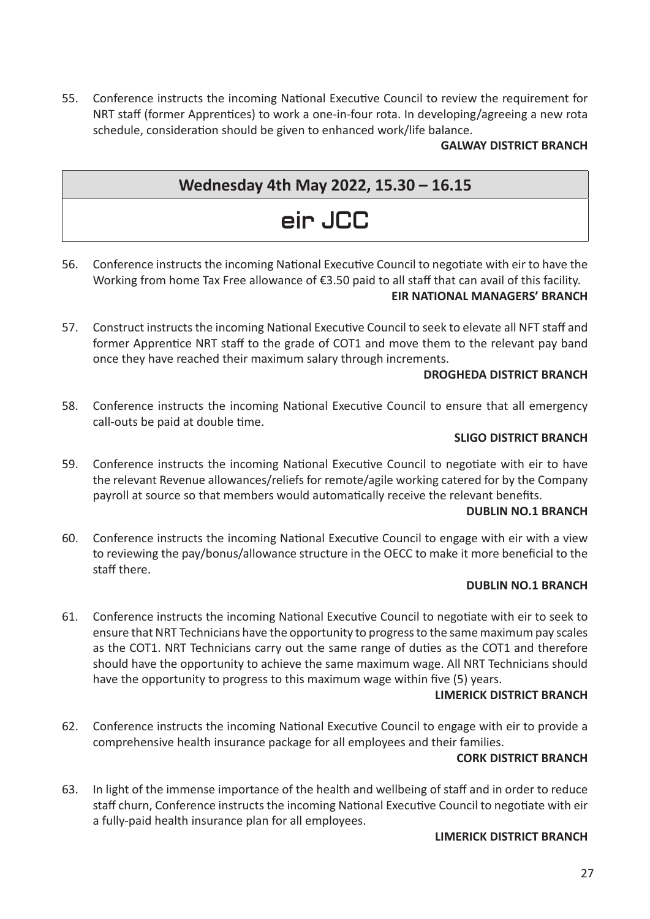55. Conference instructs the incoming National Executive Council to review the requirement for NRT staff (former Apprentices) to work a one-in-four rota. In developing/agreeing a new rota schedule, consideration should be given to enhanced work/life balance.

**GALWAY DISTRICT BRANCH**

## Wednesday 4th May 2022, 15.30 – 16.15

# eir JCC

56. Conference instructs the incoming National Executive Council to negotiate with eir to have the Working from home Tax Free allowance of €3.50 paid to all staff that can avail of this facility.

**EIR NATIONAL MANAGERS' BRANCH**

57. Construct instructs the incoming National Executive Council to seek to elevate all NFT staff and former Apprentice NRT staff to the grade of COT1 and move them to the relevant pay band once they have reached their maximum salary through increments.

**DROGHEDA DISTRICT BRANCH**

58. Conference instructs the incoming National Executive Council to ensure that all emergency call-outs be paid at double time.

**SLIGO DISTRICT BRANCH**

59. Conference instructs the incoming National Executive Council to negotiate with eir to have the relevant Revenue allowances/reliefs for remote/agile working catered for by the Company payroll at source so that members would automatically receive the relevant benefits.

**DUBLIN NO.1 BRANCH**

60. Conference instructs the incoming National Executive Council to engage with eir with a view to reviewing the pay/bonus/allowance structure in the OECC to make it more beneficial to the staff there.

**DUBLIN NO.1 BRANCH**

61. Conference instructs the incoming National Executive Council to negotiate with eir to seek to ensure that NRT Technicians have the opportunity to progress to the same maximum pay scales as the COT1. NRT Technicians carry out the same range of duties as the COT1 and therefore should have the opportunity to achieve the same maximum wage. All NRT Technicians should have the opportunity to progress to this maximum wage within five (5) years.

**LIMERICK DISTRICT BRANCH**

62. Conference instructs the incoming National Executive Council to engage with eir to provide a comprehensive health insurance package for all employees and their families.

**CORK DISTRICT BRANCH**

63. In light of the immense importance of the health and wellbeing of staff and in order to reduce staff churn, Conference instructs the incoming National Executive Council to negotiate with eir a fully-paid health insurance plan for all employees.

**LIMERICK DISTRICT BRANCH**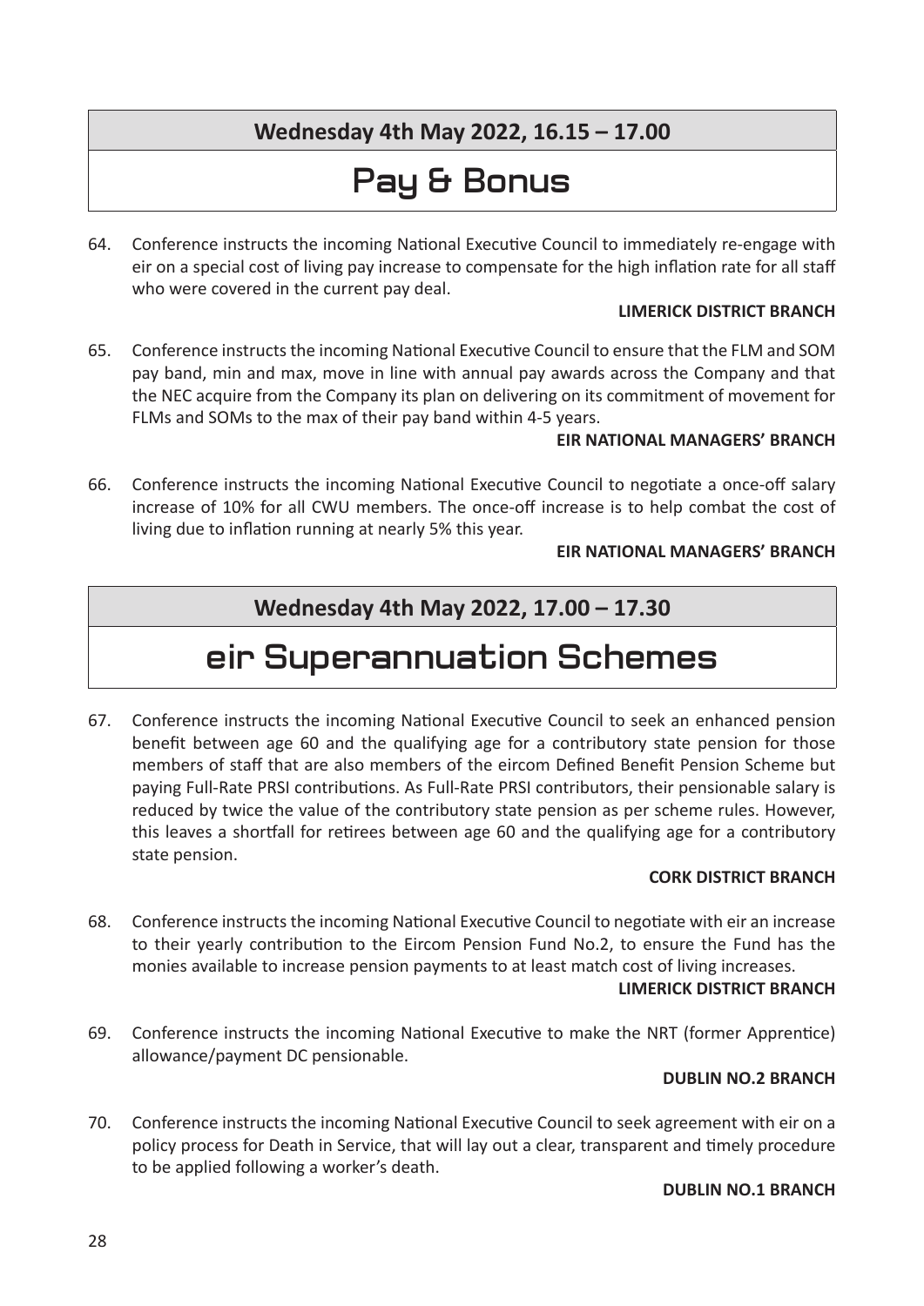**Wednesday 4th May 2022, 16.15 – 17.00**

# Pay & Bonus

64. Conference instructs the incoming National Executive Council to immediately re-engage with eir on a special cost of living pay increase to compensate for the high inflation rate for all staff who were covered in the current pay deal.

**LIMERICK DISTRICT BRANCH**

65. Conference instructs the incoming National Executive Council to ensure that the FLM and SOM pay band, min and max, move in line with annual pay awards across the Company and that the NEC acquire from the Company its plan on delivering on its commitment of movement for FLMs and SOMs to the max of their pay band within 4-5 years.

**EIR NATIONAL MANAGERS' BRANCH**

66. Conference instructs the incoming National Executive Council to negotiate a once-off salary increase of 10% for all CWU members. The once-off increase is to help combat the cost of living due to inflation running at nearly 5% this year.

**EIR NATIONAL MANAGERS' BRANCH**

**Wednesday 4th May 2022, 17.00 – 17.30**

# eir Superannuation Schemes

67. Conference instructs the incoming National Executive Council to seek an enhanced pension benefit between age 60 and the qualifying age for a contributory state pension for those members of staff that are also members of the eircom Defined Benefit Pension Scheme but paying Full-Rate PRSI contributions. As Full-Rate PRSI contributors, their pensionable salary is reduced by twice the value of the contributory state pension as per scheme rules. However, this leaves a shortfall for retirees between age 60 and the qualifying age for a contributory state pension.

**CORK DISTRICT BRANCH**

68. Conference instructs the incoming National Executive Council to negotiate with eir an increase to their yearly contribution to the Eircom Pension Fund No.2, to ensure the Fund has the monies available to increase pension payments to at least match cost of living increases.

**LIMERICK DISTRICT BRANCH**

69. Conference instructs the incoming National Executive to make the NRT (former Apprentice) allowance/payment DC pensionable.

**DUBLIN NO.2 BRANCH**

70. Conference instructs the incoming National Executive Council to seek agreement with eir on a policy process for Death in Service, that will lay out a clear, transparent and timely procedure to be applied following a worker's death.

**DUBLIN NO.1 BRANCH**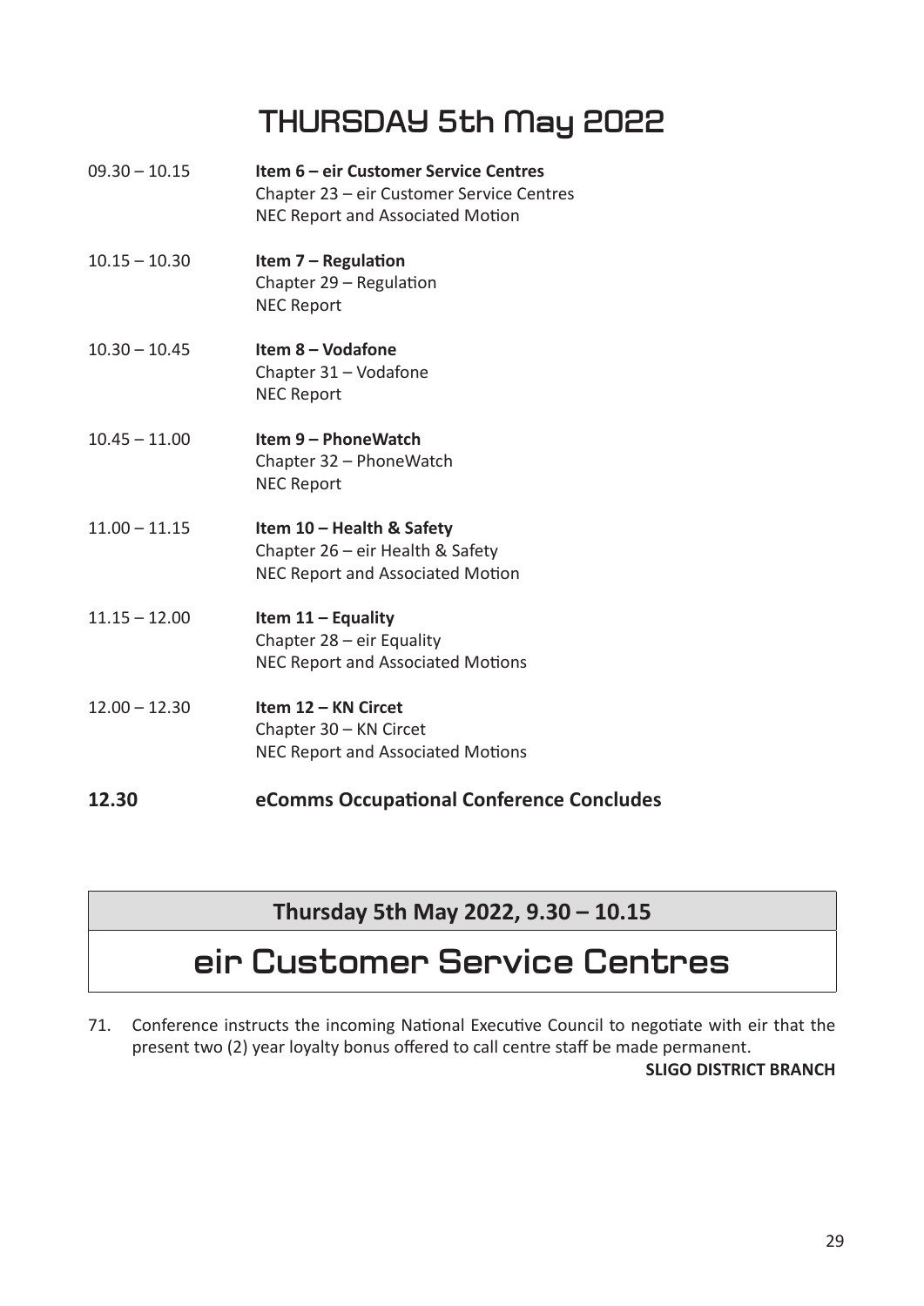# THURSDAY 5th May 2022

| | |
|---|---|
| 09.30 – 10.15 | **Item 6 – eir Customer Service Centres**<br>Chapter 23 – eir Customer Service Centres<br>NEC Report and Associated Motion |
| 10.15 – 10.30 | **Item 7 – Regulation**<br>Chapter 29 – Regulation<br>NEC Report |
| 10.30 – 10.45 | **Item 8 – Vodafone**<br>Chapter 31 – Vodafone<br>NEC Report |
| 10.45 – 11.00 | **Item 9 – PhoneWatch**<br>Chapter 32 – PhoneWatch<br>NEC Report |
| 11.00 – 11.15 | **Item 10 – Health & Safety**<br>Chapter 26 – eir Health & Safety<br>NEC Report and Associated Motion |
| 11.15 – 12.00 | **Item 11 – Equality**<br>Chapter 28 – eir Equality<br>NEC Report and Associated Motions |
| 12.00 – 12.30 | **Item 12 – KN Circet**<br>Chapter 30 – KN Circet<br>NEC Report and Associated Motions |
| **12.30** | **eComms Occupational Conference Concludes** |

**Thursday 5th May 2022, 9.30 – 10.15**

## eir Customer Service Centres

71. Conference instructs the incoming National Executive Council to negotiate with eir that the present two (2) year loyalty bonus offered to call centre staff be made permanent.

**SLIGO DISTRICT BRANCH**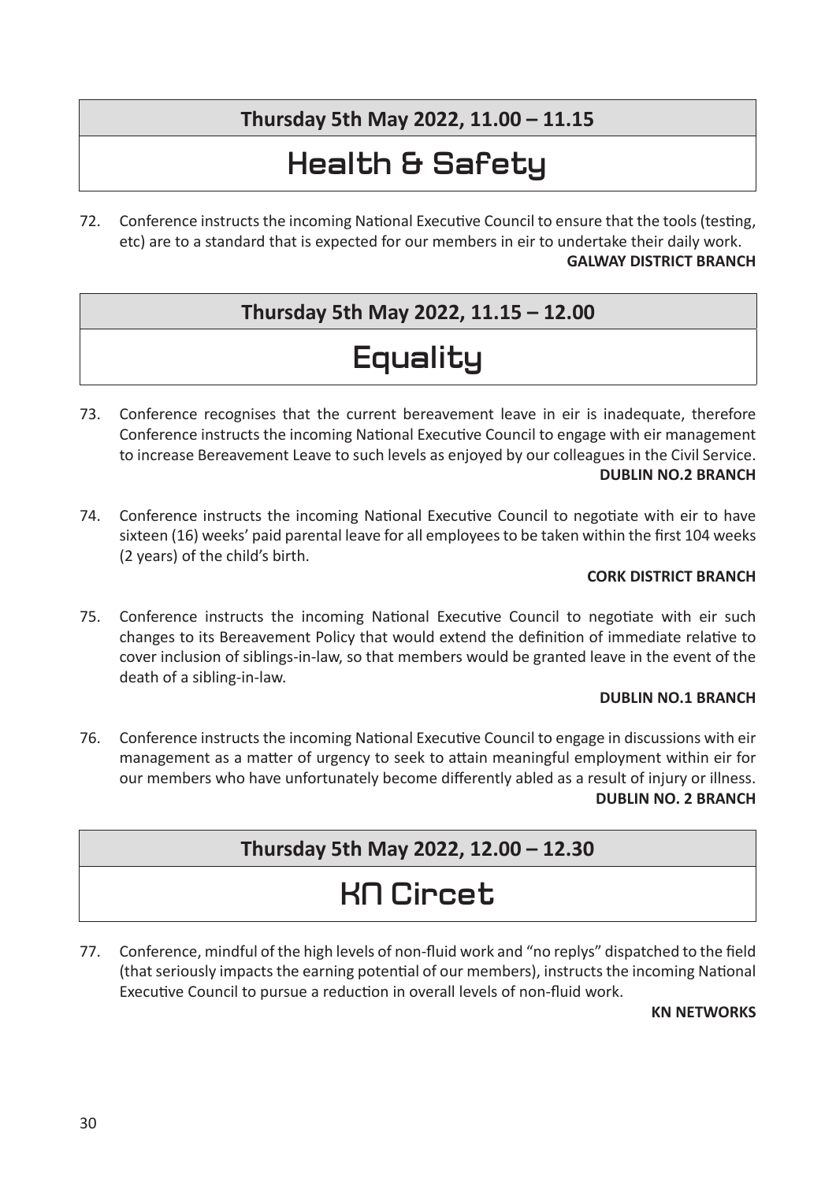**Thursday 5th May 2022, 11.00 – 11.15**

## Health & Safety

72. Conference instructs the incoming National Executive Council to ensure that the tools (testing, etc) are to a standard that is expected for our members in eir to undertake their daily work.

**GALWAY DISTRICT BRANCH**

**Thursday 5th May 2022, 11.15 – 12.00**

## Equality

73. Conference recognises that the current bereavement leave in eir is inadequate, therefore Conference instructs the incoming National Executive Council to engage with eir management to increase Bereavement Leave to such levels as enjoyed by our colleagues in the Civil Service.

**DUBLIN NO.2 BRANCH**

74. Conference instructs the incoming National Executive Council to negotiate with eir to have sixteen (16) weeks' paid parental leave for all employees to be taken within the first 104 weeks (2 years) of the child's birth.

**CORK DISTRICT BRANCH**

75. Conference instructs the incoming National Executive Council to negotiate with eir such changes to its Bereavement Policy that would extend the definition of immediate relative to cover inclusion of siblings-in-law, so that members would be granted leave in the event of the death of a sibling-in-law.

**DUBLIN NO.1 BRANCH**

76. Conference instructs the incoming National Executive Council to engage in discussions with eir management as a matter of urgency to seek to attain meaningful employment within eir for our members who have unfortunately become differently abled as a result of injury or illness.

**DUBLIN NO. 2 BRANCH**

**Thursday 5th May 2022, 12.00 – 12.30**

## KN Circet

77. Conference, mindful of the high levels of non-fluid work and "no replys" dispatched to the field (that seriously impacts the earning potential of our members), instructs the incoming National Executive Council to pursue a reduction in overall levels of non-fluid work.

**KN NETWORKS**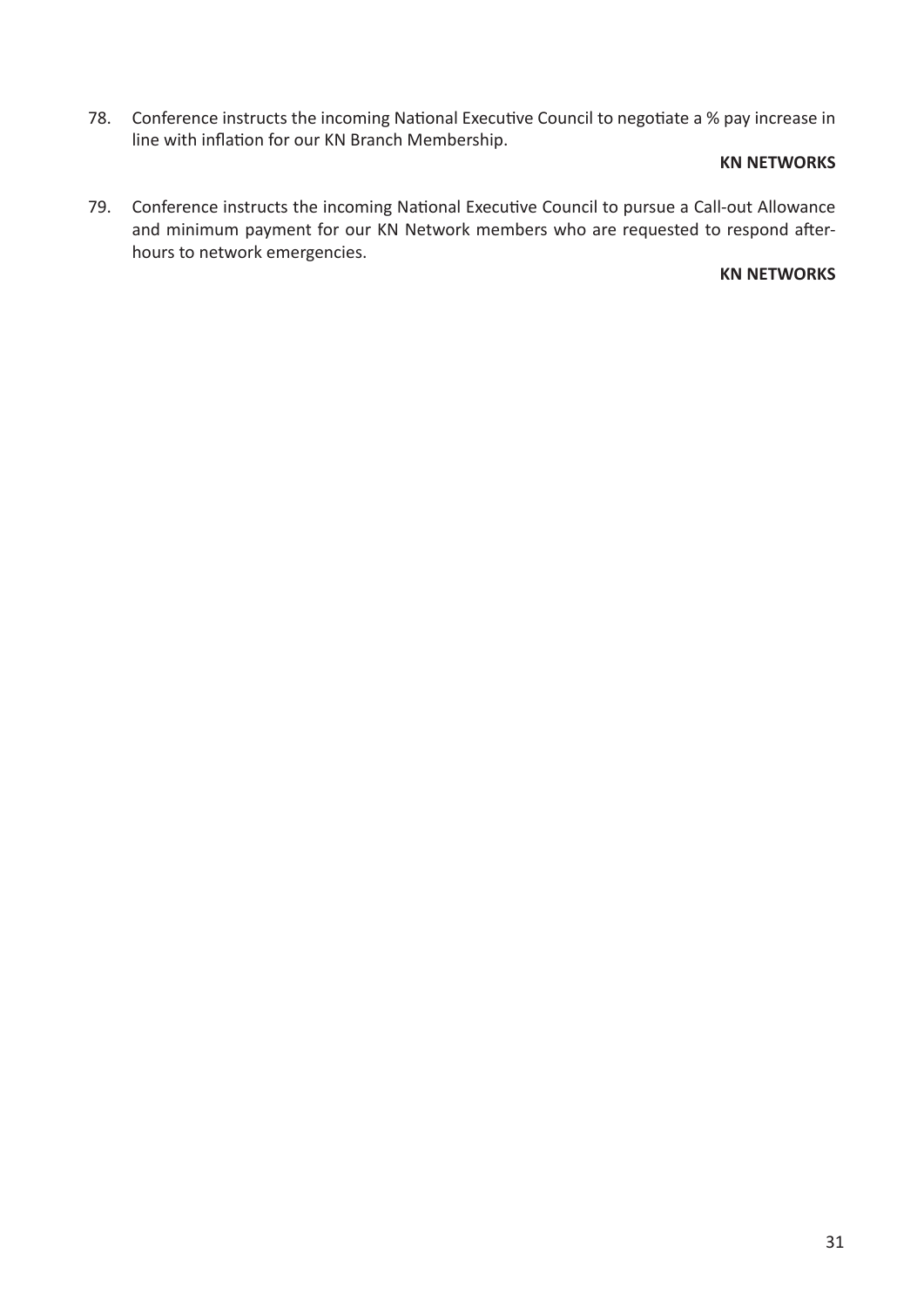78. Conference instructs the incoming National Executive Council to negotiate a % pay increase in line with inflation for our KN Branch Membership.

**KN NETWORKS**

79. Conference instructs the incoming National Executive Council to pursue a Call-out Allowance and minimum payment for our KN Network members who are requested to respond after-hours to network emergencies.

**KN NETWORKS**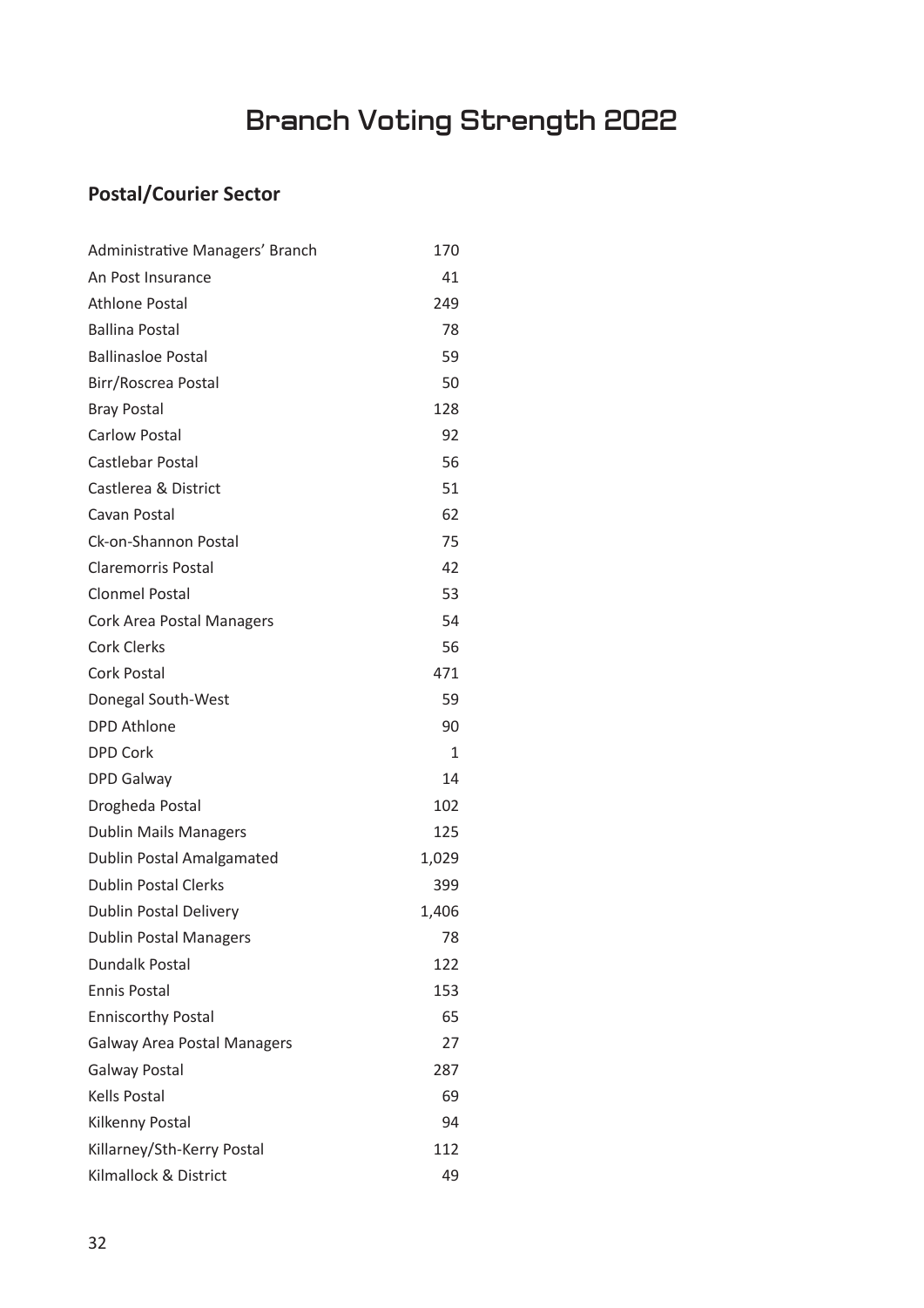# Branch Voting Strength 2022

## Postal/Courier Sector

| | |
|---|---|
| Administrative Managers' Branch | 170 |
| An Post Insurance | 41 |
| Athlone Postal | 249 |
| Ballina Postal | 78 |
| Ballinasloe Postal | 59 |
| Birr/Roscrea Postal | 50 |
| Bray Postal | 128 |
| Carlow Postal | 92 |
| Castlebar Postal | 56 |
| Castlerea & District | 51 |
| Cavan Postal | 62 |
| Ck-on-Shannon Postal | 75 |
| Claremorris Postal | 42 |
| Clonmel Postal | 53 |
| Cork Area Postal Managers | 54 |
| Cork Clerks | 56 |
| Cork Postal | 471 |
| Donegal South-West | 59 |
| DPD Athlone | 90 |
| DPD Cork | 1 |
| DPD Galway | 14 |
| Drogheda Postal | 102 |
| Dublin Mails Managers | 125 |
| Dublin Postal Amalgamated | 1,029 |
| Dublin Postal Clerks | 399 |
| Dublin Postal Delivery | 1,406 |
| Dublin Postal Managers | 78 |
| Dundalk Postal | 122 |
| Ennis Postal | 153 |
| Enniscorthy Postal | 65 |
| Galway Area Postal Managers | 27 |
| Galway Postal | 287 |
| Kells Postal | 69 |
| Kilkenny Postal | 94 |
| Killarney/Sth-Kerry Postal | 112 |
| Kilmallock & District | 49 |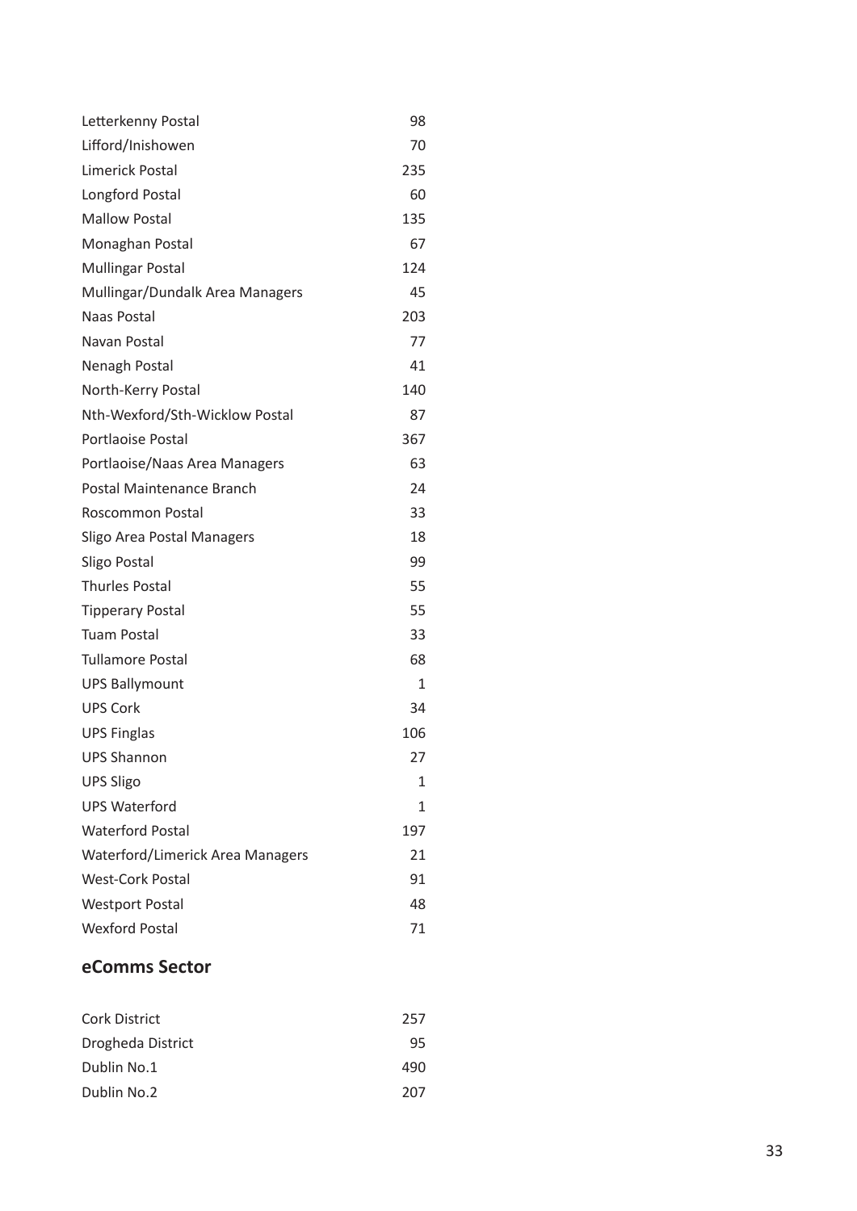| | |
|---|---|
| Letterkenny Postal | 98 |
| Lifford/Inishowen | 70 |
| Limerick Postal | 235 |
| Longford Postal | 60 |
| Mallow Postal | 135 |
| Monaghan Postal | 67 |
| Mullingar Postal | 124 |
| Mullingar/Dundalk Area Managers | 45 |
| Naas Postal | 203 |
| Navan Postal | 77 |
| Nenagh Postal | 41 |
| North-Kerry Postal | 140 |
| Nth-Wexford/Sth-Wicklow Postal | 87 |
| Portlaoise Postal | 367 |
| Portlaoise/Naas Area Managers | 63 |
| Postal Maintenance Branch | 24 |
| Roscommon Postal | 33 |
| Sligo Area Postal Managers | 18 |
| Sligo Postal | 99 |
| Thurles Postal | 55 |
| Tipperary Postal | 55 |
| Tuam Postal | 33 |
| Tullamore Postal | 68 |
| UPS Ballymount | 1 |
| UPS Cork | 34 |
| UPS Finglas | 106 |
| UPS Shannon | 27 |
| UPS Sligo | 1 |
| UPS Waterford | 1 |
| Waterford Postal | 197 |
| Waterford/Limerick Area Managers | 21 |
| West-Cork Postal | 91 |
| Westport Postal | 48 |
| Wexford Postal | 71 |

## eComms Sector

| | |
|---|---|
| Cork District | 257 |
| Drogheda District | 95 |
| Dublin No.1 | 490 |
| Dublin No.2 | 207 |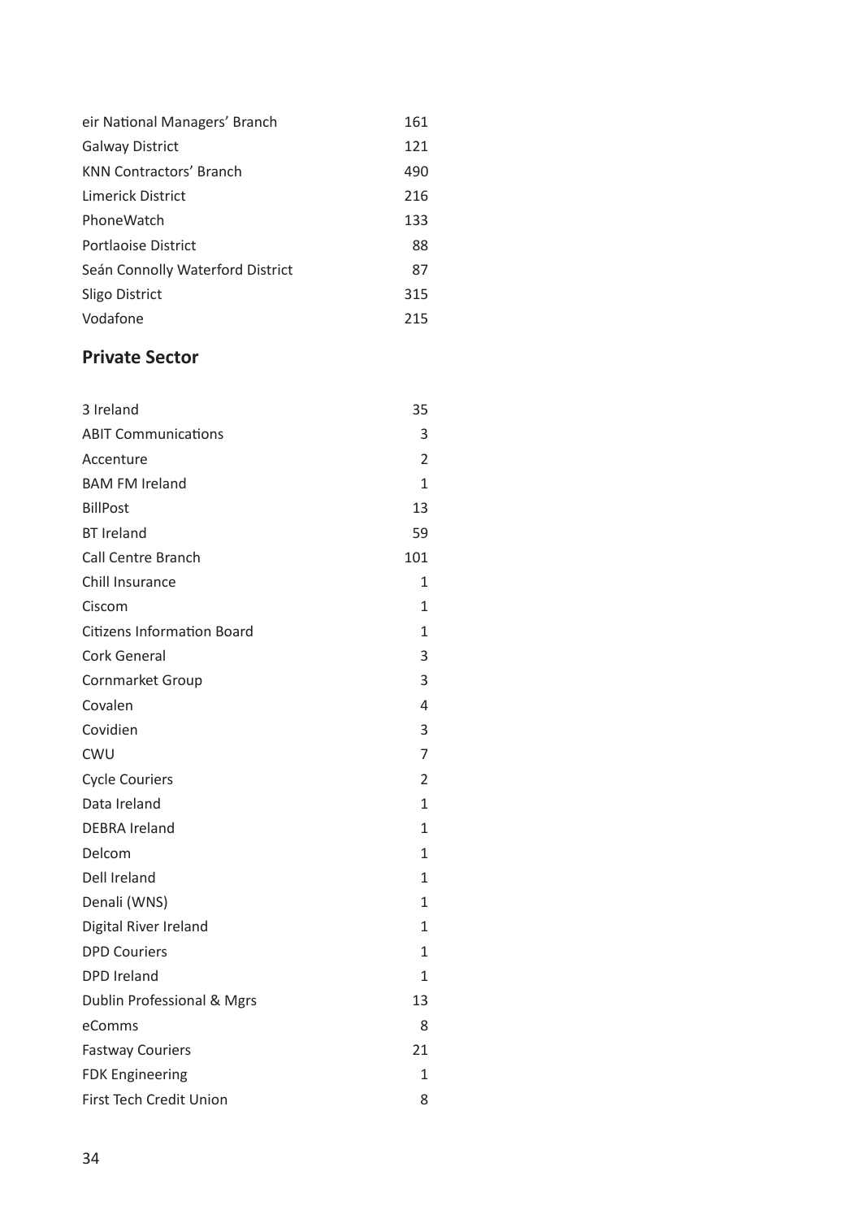| | |
|---|---|
| eir National Managers' Branch | 161 |
| Galway District | 121 |
| KNN Contractors' Branch | 490 |
| Limerick District | 216 |
| PhoneWatch | 133 |
| Portlaoise District | 88 |
| Seán Connolly Waterford District | 87 |
| Sligo District | 315 |
| Vodafone | 215 |

## Private Sector

| | |
|---|---|
| 3 Ireland | 35 |
| ABIT Communications | 3 |
| Accenture | 2 |
| BAM FM Ireland | 1 |
| BillPost | 13 |
| BT Ireland | 59 |
| Call Centre Branch | 101 |
| Chill Insurance | 1 |
| Ciscom | 1 |
| Citizens Information Board | 1 |
| Cork General | 3 |
| Cornmarket Group | 3 |
| Covalen | 4 |
| Covidien | 3 |
| CWU | 7 |
| Cycle Couriers | 2 |
| Data Ireland | 1 |
| DEBRA Ireland | 1 |
| Delcom | 1 |
| Dell Ireland | 1 |
| Denali (WNS) | 1 |
| Digital River Ireland | 1 |
| DPD Couriers | 1 |
| DPD Ireland | 1 |
| Dublin Professional & Mgrs | 13 |
| eComms | 8 |
| Fastway Couriers | 21 |
| FDK Engineering | 1 |
| First Tech Credit Union | 8 |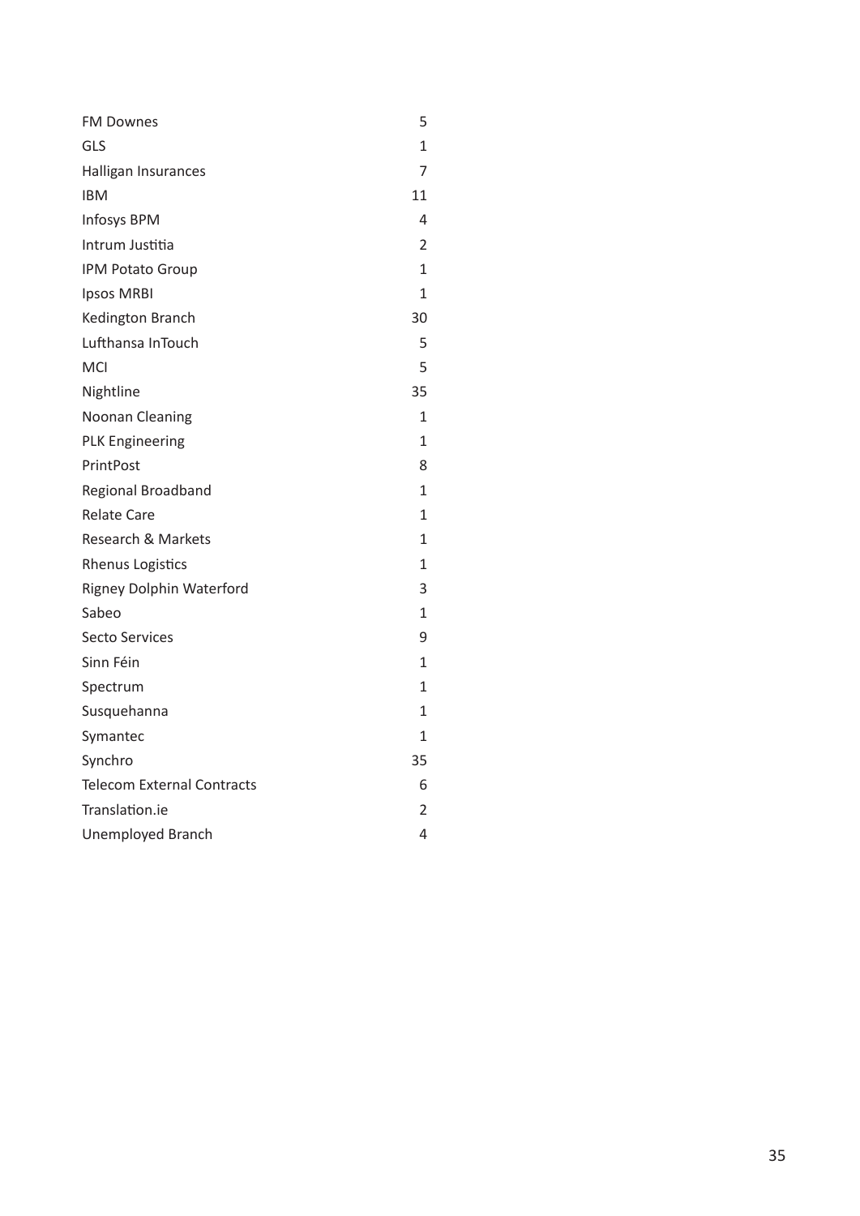| | |
|---|---|
| FM Downes | 5 |
| GLS | 1 |
| Halligan Insurances | 7 |
| IBM | 11 |
| Infosys BPM | 4 |
| Intrum Justitia | 2 |
| IPM Potato Group | 1 |
| Ipsos MRBI | 1 |
| Kedington Branch | 30 |
| Lufthansa InTouch | 5 |
| MCI | 5 |
| Nightline | 35 |
| Noonan Cleaning | 1 |
| PLK Engineering | 1 |
| PrintPost | 8 |
| Regional Broadband | 1 |
| Relate Care | 1 |
| Research & Markets | 1 |
| Rhenus Logistics | 1 |
| Rigney Dolphin Waterford | 3 |
| Sabeo | 1 |
| Secto Services | 9 |
| Sinn Féin | 1 |
| Spectrum | 1 |
| Susquehanna | 1 |
| Symantec | 1 |
| Synchro | 35 |
| Telecom External Contracts | 6 |
| Translation.ie | 2 |
| Unemployed Branch | 4 |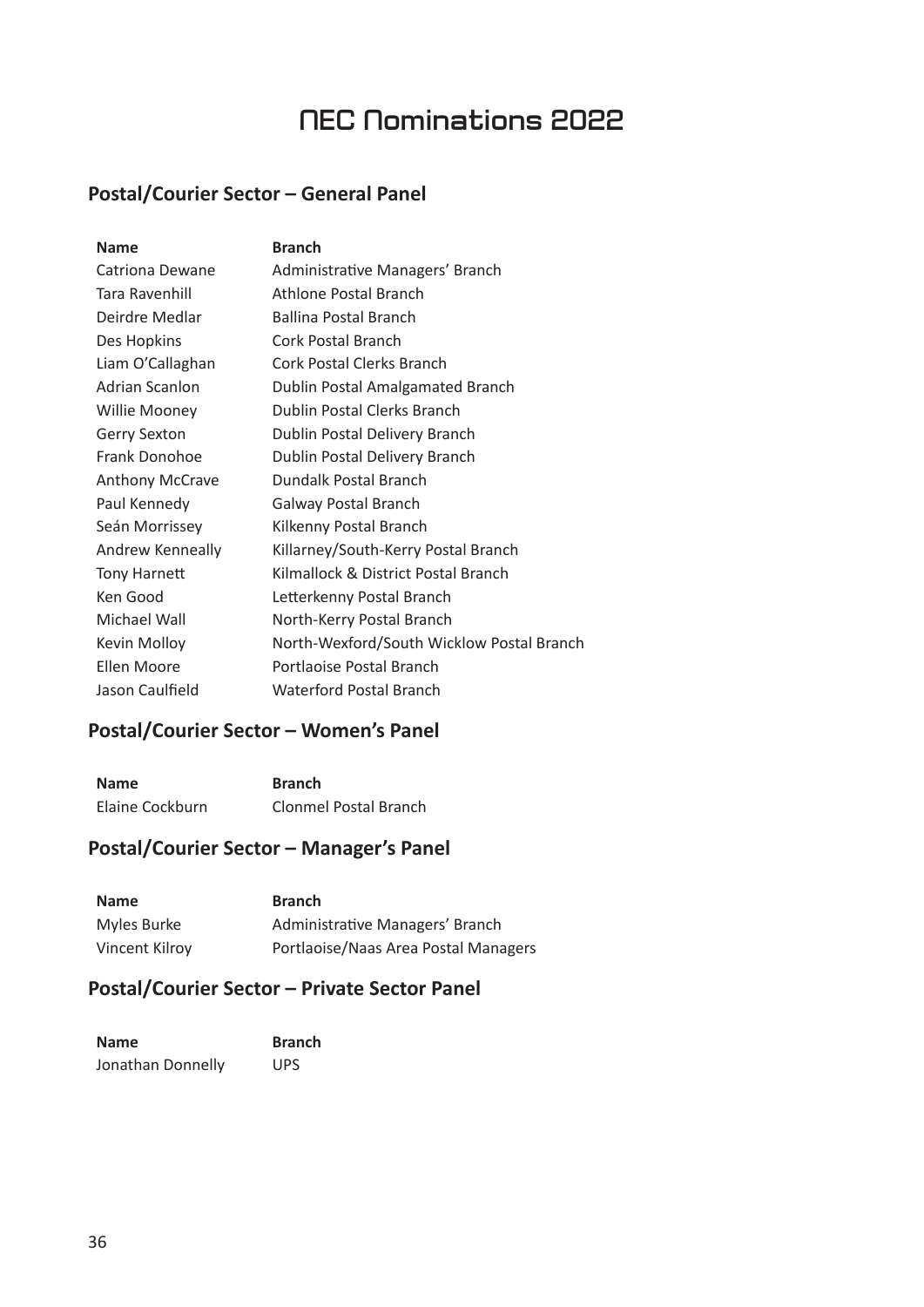# NEC Nominations 2022

## Postal/Courier Sector – General Panel

| Name | Branch |
|---|---|
| Catriona Dewane | Administrative Managers' Branch |
| Tara Ravenhill | Athlone Postal Branch |
| Deirdre Medlar | Ballina Postal Branch |
| Des Hopkins | Cork Postal Branch |
| Liam O'Callaghan | Cork Postal Clerks Branch |
| Adrian Scanlon | Dublin Postal Amalgamated Branch |
| Willie Mooney | Dublin Postal Clerks Branch |
| Gerry Sexton | Dublin Postal Delivery Branch |
| Frank Donohoe | Dublin Postal Delivery Branch |
| Anthony McCrave | Dundalk Postal Branch |
| Paul Kennedy | Galway Postal Branch |
| Seán Morrissey | Kilkenny Postal Branch |
| Andrew Kenneally | Killarney/South-Kerry Postal Branch |
| Tony Harnett | Kilmallock & District Postal Branch |
| Ken Good | Letterkenny Postal Branch |
| Michael Wall | North-Kerry Postal Branch |
| Kevin Molloy | North-Wexford/South Wicklow Postal Branch |
| Ellen Moore | Portlaoise Postal Branch |
| Jason Caulfield | Waterford Postal Branch |

## Postal/Courier Sector – Women's Panel

| Name | Branch |
|---|---|
| Elaine Cockburn | Clonmel Postal Branch |

## Postal/Courier Sector – Manager's Panel

| Name | Branch |
|---|---|
| Myles Burke | Administrative Managers' Branch |
| Vincent Kilroy | Portlaoise/Naas Area Postal Managers |

## Postal/Courier Sector – Private Sector Panel

| Name | Branch |
|---|---|
| Jonathan Donnelly | UPS |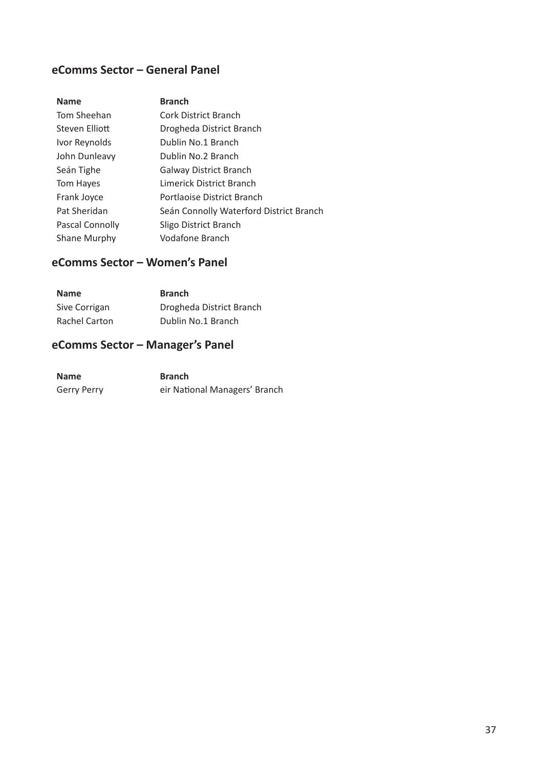## eComms Sector – General Panel

| Name | Branch |
| --- | --- |
| Tom Sheehan | Cork District Branch |
| Steven Elliott | Drogheda District Branch |
| Ivor Reynolds | Dublin No.1 Branch |
| John Dunleavy | Dublin No.2 Branch |
| Seán Tighe | Galway District Branch |
| Tom Hayes | Limerick District Branch |
| Frank Joyce | Portlaoise District Branch |
| Pat Sheridan | Seán Connolly Waterford District Branch |
| Pascal Connolly | Sligo District Branch |
| Shane Murphy | Vodafone Branch |

## eComms Sector – Women's Panel

| Name | Branch |
| --- | --- |
| Sive Corrigan | Drogheda District Branch |
| Rachel Carton | Dublin No.1 Branch |

## eComms Sector – Manager's Panel

| Name | Branch |
| --- | --- |
| Gerry Perry | eir National Managers' Branch |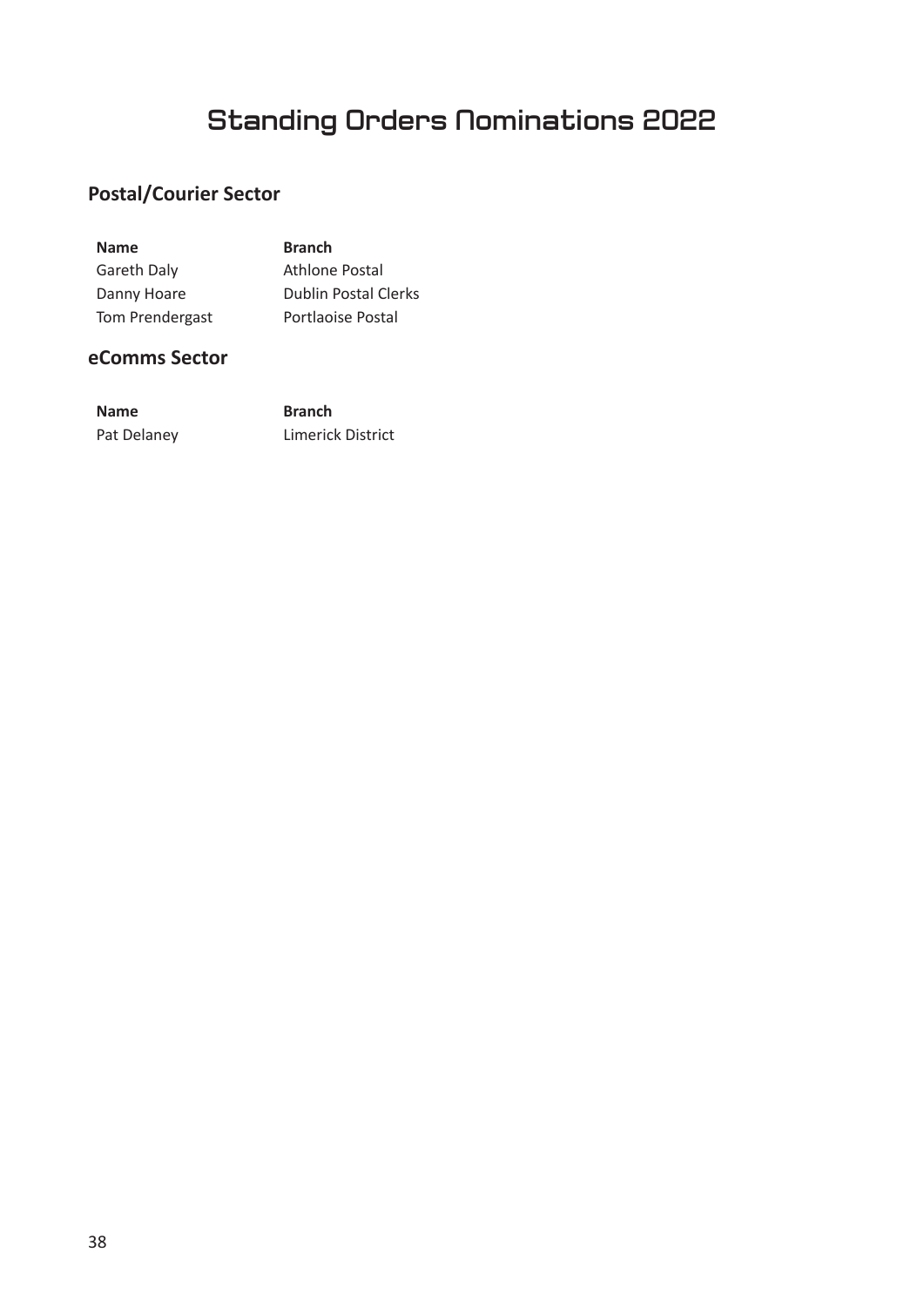# Standing Orders Nominations 2022

## Postal/Courier Sector

| Name | Branch |
| --- | --- |
| Gareth Daly | Athlone Postal |
| Danny Hoare | Dublin Postal Clerks |
| Tom Prendergast | Portlaoise Postal |

## eComms Sector

| Name | Branch |
| --- | --- |
| Pat Delaney | Limerick District |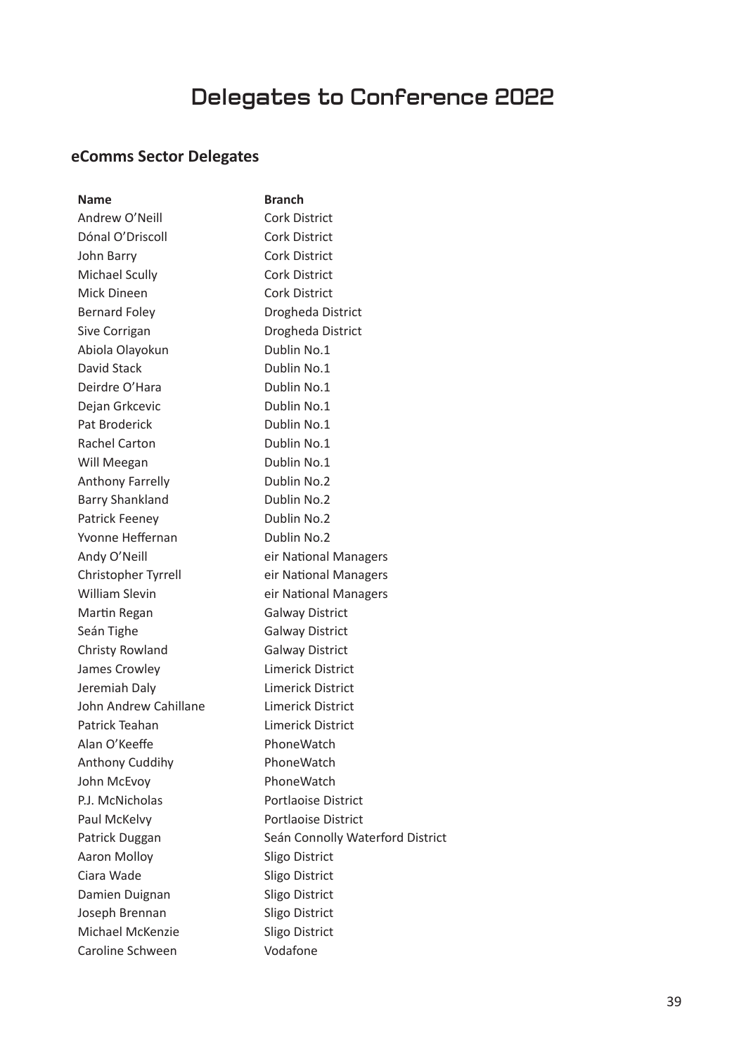# Delegates to Conference 2022

## eComms Sector Delegates

| Name | Branch |
|---|---|
| Andrew O'Neill | Cork District |
| Dónal O'Driscoll | Cork District |
| John Barry | Cork District |
| Michael Scully | Cork District |
| Mick Dineen | Cork District |
| Bernard Foley | Drogheda District |
| Sive Corrigan | Drogheda District |
| Abiola Olayokun | Dublin No.1 |
| David Stack | Dublin No.1 |
| Deirdre O'Hara | Dublin No.1 |
| Dejan Grkcevic | Dublin No.1 |
| Pat Broderick | Dublin No.1 |
| Rachel Carton | Dublin No.1 |
| Will Meegan | Dublin No.1 |
| Anthony Farrelly | Dublin No.2 |
| Barry Shankland | Dublin No.2 |
| Patrick Feeney | Dublin No.2 |
| Yvonne Heffernan | Dublin No.2 |
| Andy O'Neill | eir National Managers |
| Christopher Tyrrell | eir National Managers |
| William Slevin | eir National Managers |
| Martin Regan | Galway District |
| Seán Tighe | Galway District |
| Christy Rowland | Galway District |
| James Crowley | Limerick District |
| Jeremiah Daly | Limerick District |
| John Andrew Cahillane | Limerick District |
| Patrick Teahan | Limerick District |
| Alan O'Keeffe | PhoneWatch |
| Anthony Cuddihy | PhoneWatch |
| John McEvoy | PhoneWatch |
| P.J. McNicholas | Portlaoise District |
| Paul McKelvy | Portlaoise District |
| Patrick Duggan | Seán Connolly Waterford District |
| Aaron Molloy | Sligo District |
| Ciara Wade | Sligo District |
| Damien Duignan | Sligo District |
| Joseph Brennan | Sligo District |
| Michael McKenzie | Sligo District |
| Caroline Schween | Vodafone |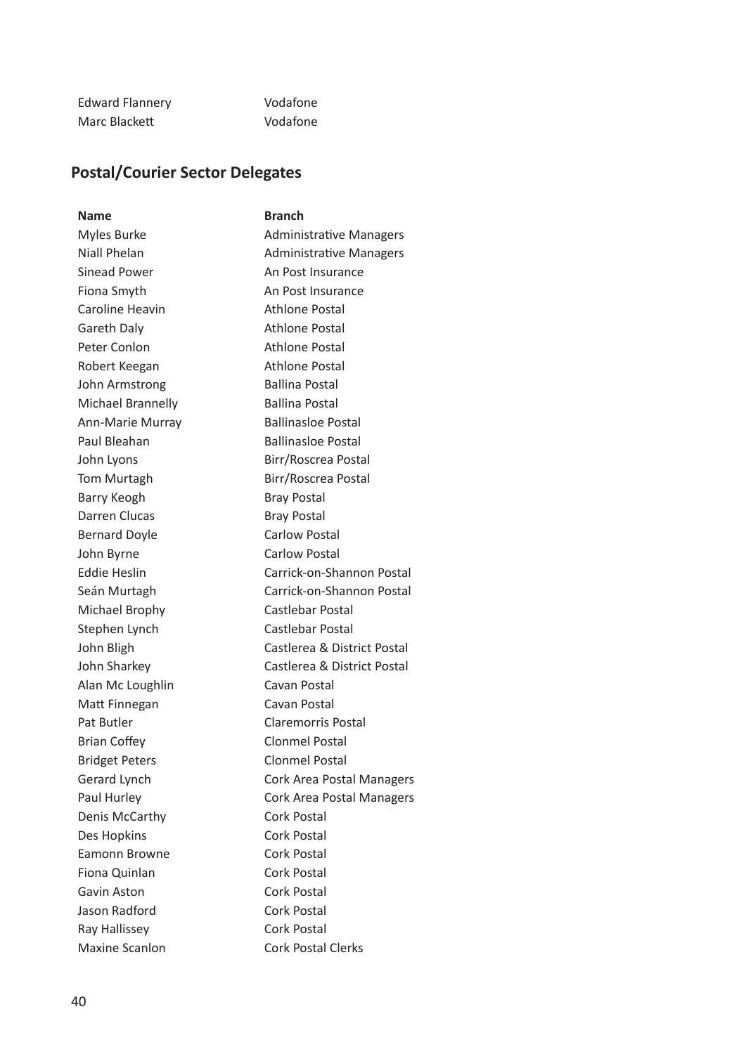| | |
|---|---|
| Edward Flannery | Vodafone |
| Marc Blackett | Vodafone |

## Postal/Courier Sector Delegates

| Name | Branch |
|---|---|
| Myles Burke | Administrative Managers |
| Niall Phelan | Administrative Managers |
| Sinead Power | An Post Insurance |
| Fiona Smyth | An Post Insurance |
| Caroline Heavin | Athlone Postal |
| Gareth Daly | Athlone Postal |
| Peter Conlon | Athlone Postal |
| Robert Keegan | Athlone Postal |
| John Armstrong | Ballina Postal |
| Michael Brannelly | Ballina Postal |
| Ann-Marie Murray | Ballinasloe Postal |
| Paul Bleahan | Ballinasloe Postal |
| John Lyons | Birr/Roscrea Postal |
| Tom Murtagh | Birr/Roscrea Postal |
| Barry Keogh | Bray Postal |
| Darren Clucas | Bray Postal |
| Bernard Doyle | Carlow Postal |
| John Byrne | Carlow Postal |
| Eddie Heslin | Carrick-on-Shannon Postal |
| Seán Murtagh | Carrick-on-Shannon Postal |
| Michael Brophy | Castlebar Postal |
| Stephen Lynch | Castlebar Postal |
| John Bligh | Castlerea & District Postal |
| John Sharkey | Castlerea & District Postal |
| Alan Mc Loughlin | Cavan Postal |
| Matt Finnegan | Cavan Postal |
| Pat Butler | Claremorris Postal |
| Brian Coffey | Clonmel Postal |
| Bridget Peters | Clonmel Postal |
| Gerard Lynch | Cork Area Postal Managers |
| Paul Hurley | Cork Area Postal Managers |
| Denis McCarthy | Cork Postal |
| Des Hopkins | Cork Postal |
| Eamonn Browne | Cork Postal |
| Fiona Quinlan | Cork Postal |
| Gavin Aston | Cork Postal |
| Jason Radford | Cork Postal |
| Ray Hallissey | Cork Postal |
| Maxine Scanlon | Cork Postal Clerks |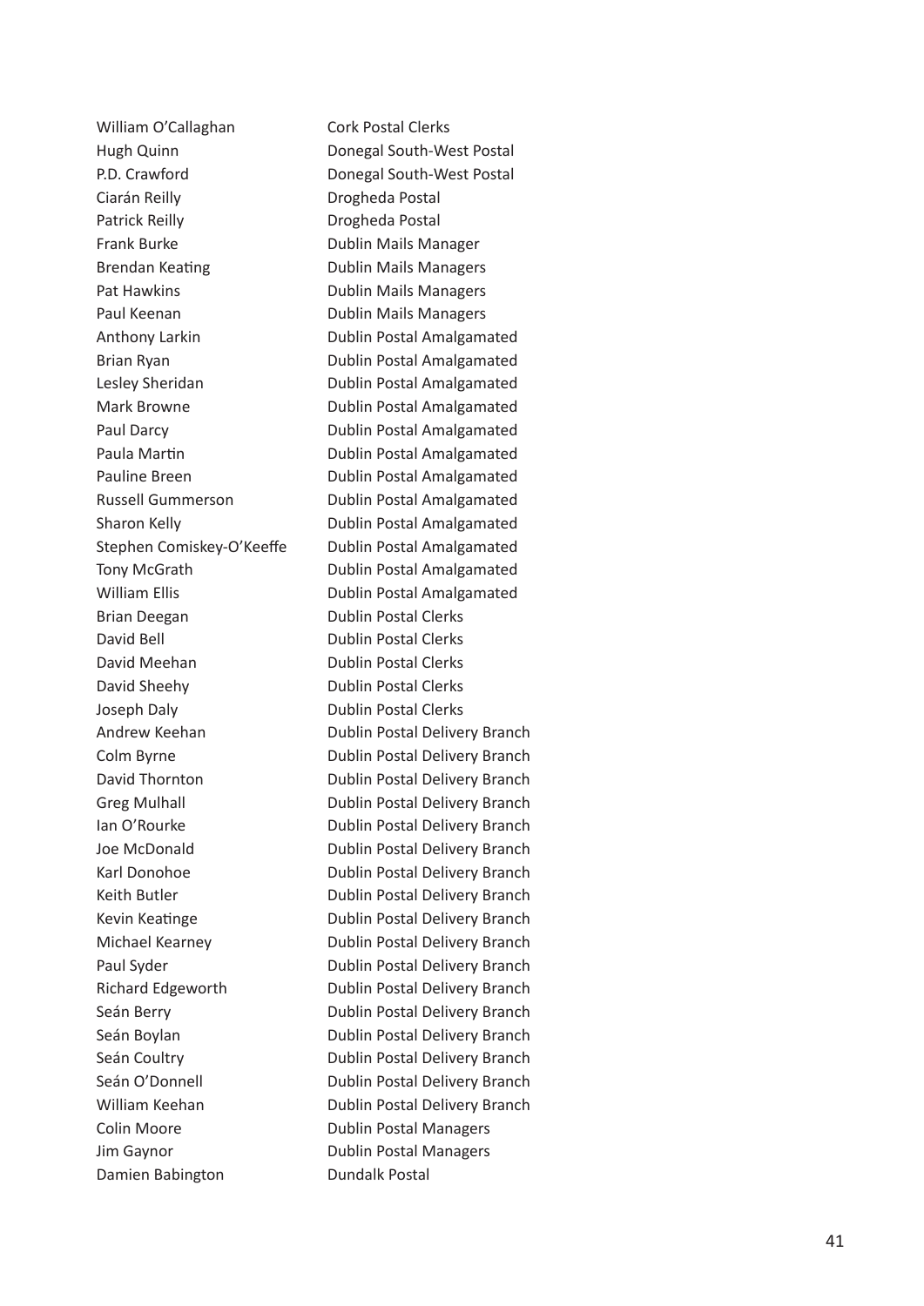| | |
|---|---|
| William O'Callaghan | Cork Postal Clerks |
| Hugh Quinn | Donegal South-West Postal |
| P.D. Crawford | Donegal South-West Postal |
| Ciarán Reilly | Drogheda Postal |
| Patrick Reilly | Drogheda Postal |
| Frank Burke | Dublin Mails Manager |
| Brendan Keating | Dublin Mails Managers |
| Pat Hawkins | Dublin Mails Managers |
| Paul Keenan | Dublin Mails Managers |
| Anthony Larkin | Dublin Postal Amalgamated |
| Brian Ryan | Dublin Postal Amalgamated |
| Lesley Sheridan | Dublin Postal Amalgamated |
| Mark Browne | Dublin Postal Amalgamated |
| Paul Darcy | Dublin Postal Amalgamated |
| Paula Martin | Dublin Postal Amalgamated |
| Pauline Breen | Dublin Postal Amalgamated |
| Russell Gummerson | Dublin Postal Amalgamated |
| Sharon Kelly | Dublin Postal Amalgamated |
| Stephen Comiskey-O'Keeffe | Dublin Postal Amalgamated |
| Tony McGrath | Dublin Postal Amalgamated |
| William Ellis | Dublin Postal Amalgamated |
| Brian Deegan | Dublin Postal Clerks |
| David Bell | Dublin Postal Clerks |
| David Meehan | Dublin Postal Clerks |
| David Sheehy | Dublin Postal Clerks |
| Joseph Daly | Dublin Postal Clerks |
| Andrew Keehan | Dublin Postal Delivery Branch |
| Colm Byrne | Dublin Postal Delivery Branch |
| David Thornton | Dublin Postal Delivery Branch |
| Greg Mulhall | Dublin Postal Delivery Branch |
| Ian O'Rourke | Dublin Postal Delivery Branch |
| Joe McDonald | Dublin Postal Delivery Branch |
| Karl Donohoe | Dublin Postal Delivery Branch |
| Keith Butler | Dublin Postal Delivery Branch |
| Kevin Keatinge | Dublin Postal Delivery Branch |
| Michael Kearney | Dublin Postal Delivery Branch |
| Paul Syder | Dublin Postal Delivery Branch |
| Richard Edgeworth | Dublin Postal Delivery Branch |
| Seán Berry | Dublin Postal Delivery Branch |
| Seán Boylan | Dublin Postal Delivery Branch |
| Seán Coultry | Dublin Postal Delivery Branch |
| Seán O'Donnell | Dublin Postal Delivery Branch |
| William Keehan | Dublin Postal Delivery Branch |
| Colin Moore | Dublin Postal Managers |
| Jim Gaynor | Dublin Postal Managers |
| Damien Babington | Dundalk Postal |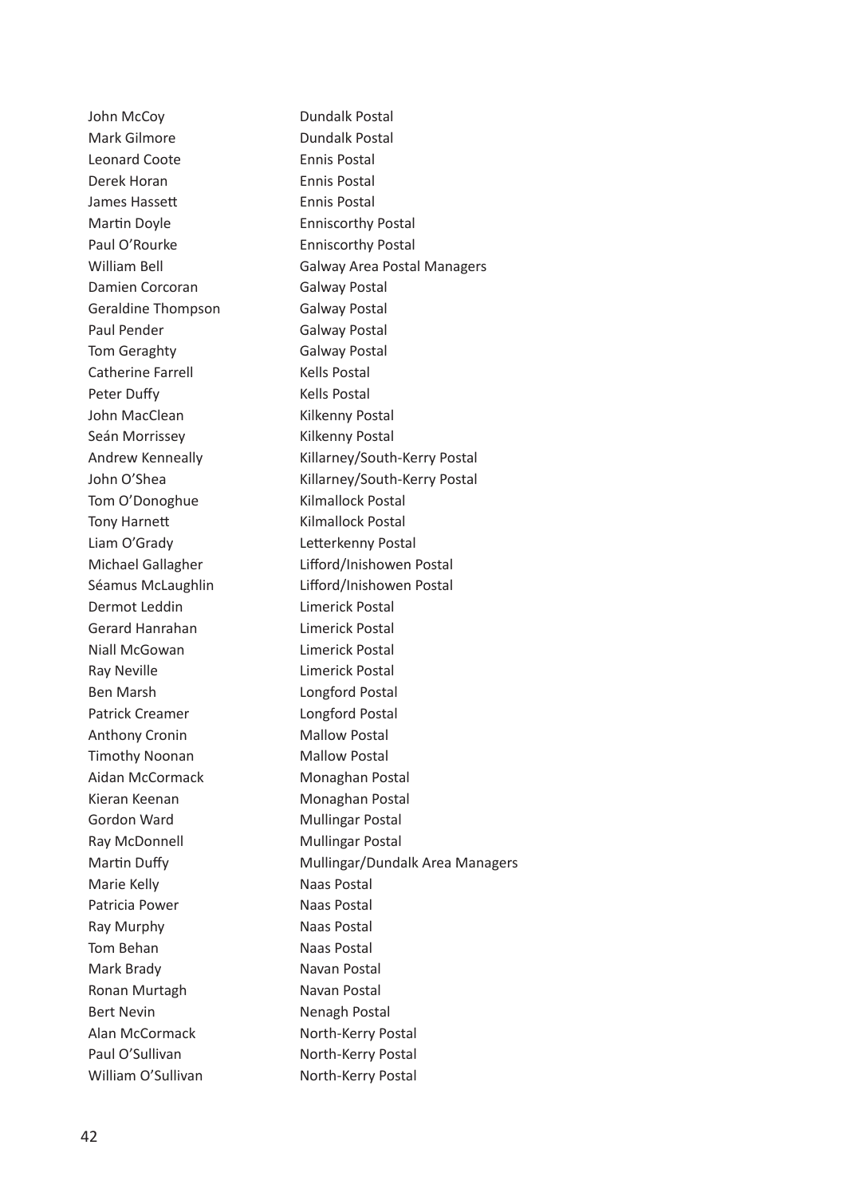| | |
|---|---|
| John McCoy | Dundalk Postal |
| Mark Gilmore | Dundalk Postal |
| Leonard Coote | Ennis Postal |
| Derek Horan | Ennis Postal |
| James Hassett | Ennis Postal |
| Martin Doyle | Enniscorthy Postal |
| Paul O’Rourke | Enniscorthy Postal |
| William Bell | Galway Area Postal Managers |
| Damien Corcoran | Galway Postal |
| Geraldine Thompson | Galway Postal |
| Paul Pender | Galway Postal |
| Tom Geraghty | Galway Postal |
| Catherine Farrell | Kells Postal |
| Peter Duffy | Kells Postal |
| John MacClean | Kilkenny Postal |
| Seán Morrissey | Kilkenny Postal |
| Andrew Kenneally | Killarney/South-Kerry Postal |
| John O’Shea | Killarney/South-Kerry Postal |
| Tom O’Donoghue | Kilmallock Postal |
| Tony Harnett | Kilmallock Postal |
| Liam O’Grady | Letterkenny Postal |
| Michael Gallagher | Lifford/Inishowen Postal |
| Séamus McLaughlin | Lifford/Inishowen Postal |
| Dermot Leddin | Limerick Postal |
| Gerard Hanrahan | Limerick Postal |
| Niall McGowan | Limerick Postal |
| Ray Neville | Limerick Postal |
| Ben Marsh | Longford Postal |
| Patrick Creamer | Longford Postal |
| Anthony Cronin | Mallow Postal |
| Timothy Noonan | Mallow Postal |
| Aidan McCormack | Monaghan Postal |
| Kieran Keenan | Monaghan Postal |
| Gordon Ward | Mullingar Postal |
| Ray McDonnell | Mullingar Postal |
| Martin Duffy | Mullingar/Dundalk Area Managers |
| Marie Kelly | Naas Postal |
| Patricia Power | Naas Postal |
| Ray Murphy | Naas Postal |
| Tom Behan | Naas Postal |
| Mark Brady | Navan Postal |
| Ronan Murtagh | Navan Postal |
| Bert Nevin | Nenagh Postal |
| Alan McCormack | North-Kerry Postal |
| Paul O’Sullivan | North-Kerry Postal |
| William O’Sullivan | North-Kerry Postal |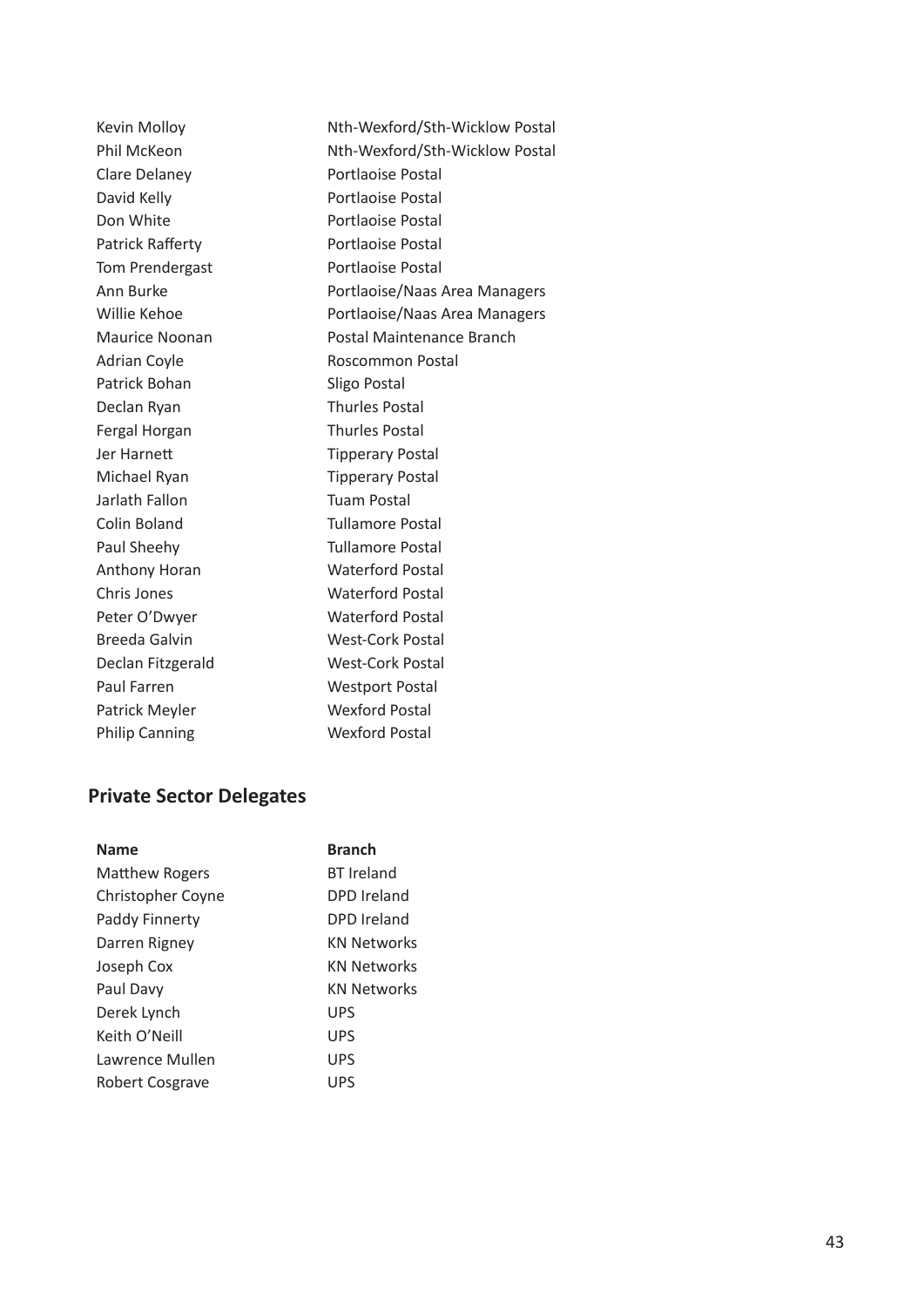| | |
|---|---|
| Kevin Molloy | Nth-Wexford/Sth-Wicklow Postal |
| Phil McKeon | Nth-Wexford/Sth-Wicklow Postal |
| Clare Delaney | Portlaoise Postal |
| David Kelly | Portlaoise Postal |
| Don White | Portlaoise Postal |
| Patrick Rafferty | Portlaoise Postal |
| Tom Prendergast | Portlaoise Postal |
| Ann Burke | Portlaoise/Naas Area Managers |
| Willie Kehoe | Portlaoise/Naas Area Managers |
| Maurice Noonan | Postal Maintenance Branch |
| Adrian Coyle | Roscommon Postal |
| Patrick Bohan | Sligo Postal |
| Declan Ryan | Thurles Postal |
| Fergal Horgan | Thurles Postal |
| Jer Harnett | Tipperary Postal |
| Michael Ryan | Tipperary Postal |
| Jarlath Fallon | Tuam Postal |
| Colin Boland | Tullamore Postal |
| Paul Sheehy | Tullamore Postal |
| Anthony Horan | Waterford Postal |
| Chris Jones | Waterford Postal |
| Peter O'Dwyer | Waterford Postal |
| Breeda Galvin | West-Cork Postal |
| Declan Fitzgerald | West-Cork Postal |
| Paul Farren | Westport Postal |
| Patrick Meyler | Wexford Postal |
| Philip Canning | Wexford Postal |

## Private Sector Delegates

| Name | Branch |
|---|---|
| Matthew Rogers | BT Ireland |
| Christopher Coyne | DPD Ireland |
| Paddy Finnerty | DPD Ireland |
| Darren Rigney | KN Networks |
| Joseph Cox | KN Networks |
| Paul Davy | KN Networks |
| Derek Lynch | UPS |
| Keith O'Neill | UPS |
| Lawrence Mullen | UPS |
| Robert Cosgrave | UPS |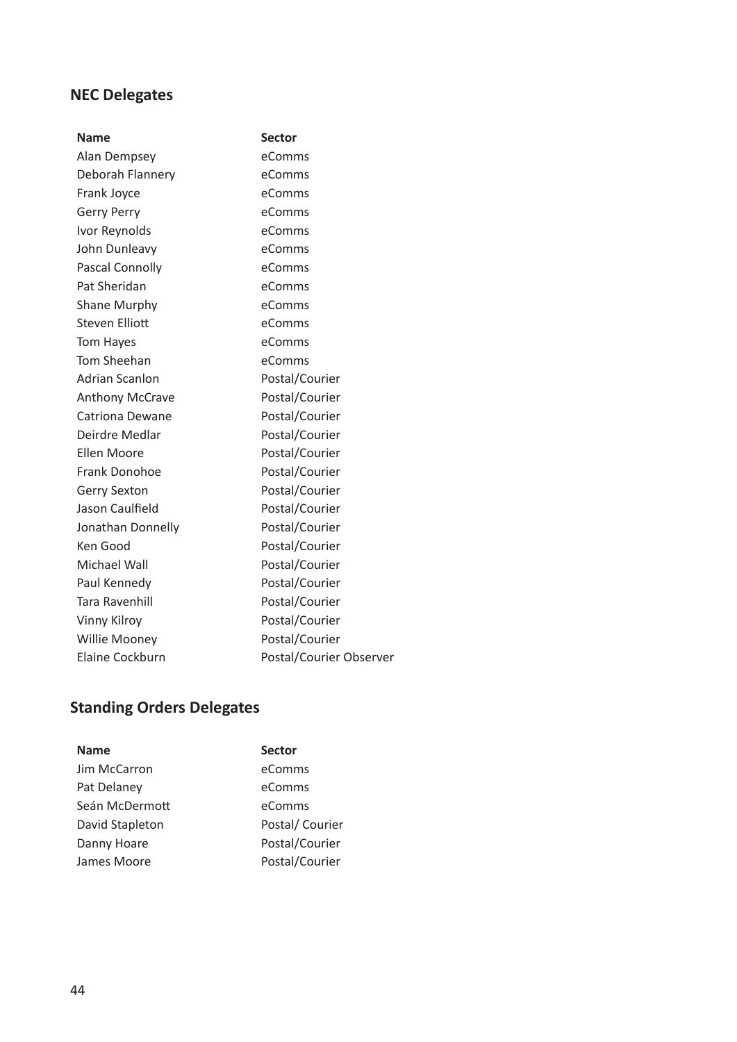## NEC Delegates

| Name | Sector |
|---|---|
| Alan Dempsey | eComms |
| Deborah Flannery | eComms |
| Frank Joyce | eComms |
| Gerry Perry | eComms |
| Ivor Reynolds | eComms |
| John Dunleavy | eComms |
| Pascal Connolly | eComms |
| Pat Sheridan | eComms |
| Shane Murphy | eComms |
| Steven Elliott | eComms |
| Tom Hayes | eComms |
| Tom Sheehan | eComms |
| Adrian Scanlon | Postal/Courier |
| Anthony McCrave | Postal/Courier |
| Catriona Dewane | Postal/Courier |
| Deirdre Medlar | Postal/Courier |
| Ellen Moore | Postal/Courier |
| Frank Donohoe | Postal/Courier |
| Gerry Sexton | Postal/Courier |
| Jason Caulfield | Postal/Courier |
| Jonathan Donnelly | Postal/Courier |
| Ken Good | Postal/Courier |
| Michael Wall | Postal/Courier |
| Paul Kennedy | Postal/Courier |
| Tara Ravenhill | Postal/Courier |
| Vinny Kilroy | Postal/Courier |
| Willie Mooney | Postal/Courier |
| Elaine Cockburn | Postal/Courier Observer |

## Standing Orders Delegates

| Name | Sector |
|---|---|
| Jim McCarron | eComms |
| Pat Delaney | eComms |
| Seán McDermott | eComms |
| David Stapleton | Postal/ Courier |
| Danny Hoare | Postal/Courier |
| James Moore | Postal/Courier |